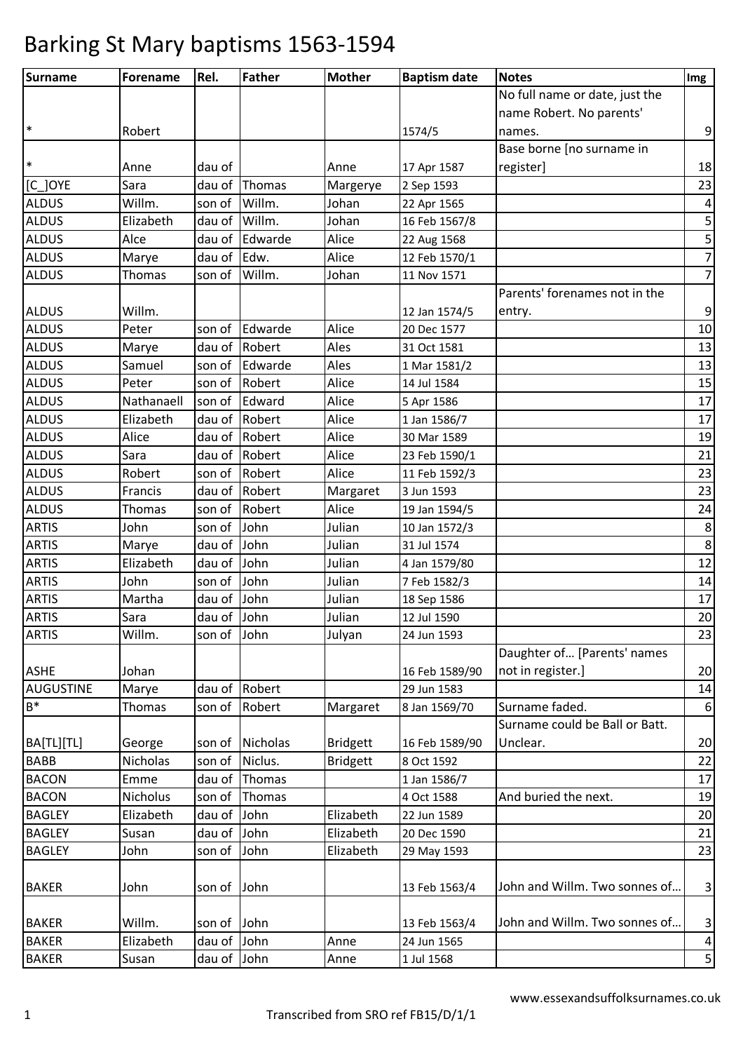# Barking St Mary baptisms 1563-1594

| Surname | Forename | Rel. | Father | Mother | Baptism date | Notes | Img |
|---|---|---|---|---|---|---|---|
| * | Robert | | | | 1574/5 | No full name or date, just the name Robert. No parents' names. | 9 |
| * | Anne | dau of | | Anne | 17 Apr 1587 | Base borne [no surname in register] | 18 |
| [C_]OYE | Sara | dau of | Thomas | Margerye | 2 Sep 1593 | | 23 |
| ALDUS | Willm. | son of | Willm. | Johan | 22 Apr 1565 | | 4 |
| ALDUS | Elizabeth | dau of | Willm. | Johan | 16 Feb 1567/8 | | 5 |
| ALDUS | Alce | dau of | Edwarde | Alice | 22 Aug 1568 | | 5 |
| ALDUS | Marye | dau of | Edw. | Alice | 12 Feb 1570/1 | | 7 |
| ALDUS | Thomas | son of | Willm. | Johan | 11 Nov 1571 | | 7 |
| ALDUS | Willm. | | | | 12 Jan 1574/5 | Parents' forenames not in the entry. | 9 |
| ALDUS | Peter | son of | Edwarde | Alice | 20 Dec 1577 | | 10 |
| ALDUS | Marye | dau of | Robert | Ales | 31 Oct 1581 | | 13 |
| ALDUS | Samuel | son of | Edwarde | Ales | 1 Mar 1581/2 | | 13 |
| ALDUS | Peter | son of | Robert | Alice | 14 Jul 1584 | | 15 |
| ALDUS | Nathanaell | son of | Edward | Alice | 5 Apr 1586 | | 17 |
| ALDUS | Elizabeth | dau of | Robert | Alice | 1 Jan 1586/7 | | 17 |
| ALDUS | Alice | dau of | Robert | Alice | 30 Mar 1589 | | 19 |
| ALDUS | Sara | dau of | Robert | Alice | 23 Feb 1590/1 | | 21 |
| ALDUS | Robert | son of | Robert | Alice | 11 Feb 1592/3 | | 23 |
| ALDUS | Francis | dau of | Robert | Margaret | 3 Jun 1593 | | 23 |
| ALDUS | Thomas | son of | Robert | Alice | 19 Jan 1594/5 | | 24 |
| ARTIS | John | son of | John | Julian | 10 Jan 1572/3 | | 8 |
| ARTIS | Marye | dau of | John | Julian | 31 Jul 1574 | | 8 |
| ARTIS | Elizabeth | dau of | John | Julian | 4 Jan 1579/80 | | 12 |
| ARTIS | John | son of | John | Julian | 7 Feb 1582/3 | | 14 |
| ARTIS | Martha | dau of | John | Julian | 18 Sep 1586 | | 17 |
| ARTIS | Sara | dau of | John | Julian | 12 Jul 1590 | | 20 |
| ARTIS | Willm. | son of | John | Julyan | 24 Jun 1593 | | 23 |
| ASHE | Johan | | | | 16 Feb 1589/90 | Daughter of… [Parents' names not in register.] | 20 |
| AUGUSTINE | Marye | dau of | Robert | | 29 Jun 1583 | | 14 |
| B* | Thomas | son of | Robert | Margaret | 8 Jan 1569/70 | Surname faded. | 6 |
| BA[TL][TL] | George | son of | Nicholas | Bridgett | 16 Feb 1589/90 | Surname could be Ball or Batt. Unclear. | 20 |
| BABB | Nicholas | son of | Niclus. | Bridgett | 8 Oct 1592 | | 22 |
| BACON | Emme | dau of | Thomas | | 1 Jan 1586/7 | | 17 |
| BACON | Nicholus | son of | Thomas | | 4 Oct 1588 | And buried the next. | 19 |
| BAGLEY | Elizabeth | dau of | John | Elizabeth | 22 Jun 1589 | | 20 |
| BAGLEY | Susan | dau of | John | Elizabeth | 20 Dec 1590 | | 21 |
| BAGLEY | John | son of | John | Elizabeth | 29 May 1593 | | 23 |
| BAKER | John | son of | John | | 13 Feb 1563/4 | John and Willm. Two sonnes of… | 3 |
| BAKER | Willm. | son of | John | | 13 Feb 1563/4 | John and Willm. Two sonnes of… | 3 |
| BAKER | Elizabeth | dau of | John | Anne | 24 Jun 1565 | | 4 |
| BAKER | Susan | dau of | John | Anne | 1 Jul 1568 | | 5 |

www.essexandsuffolksurnames.co.uk

Transcribed from SRO ref FB15/D/1/1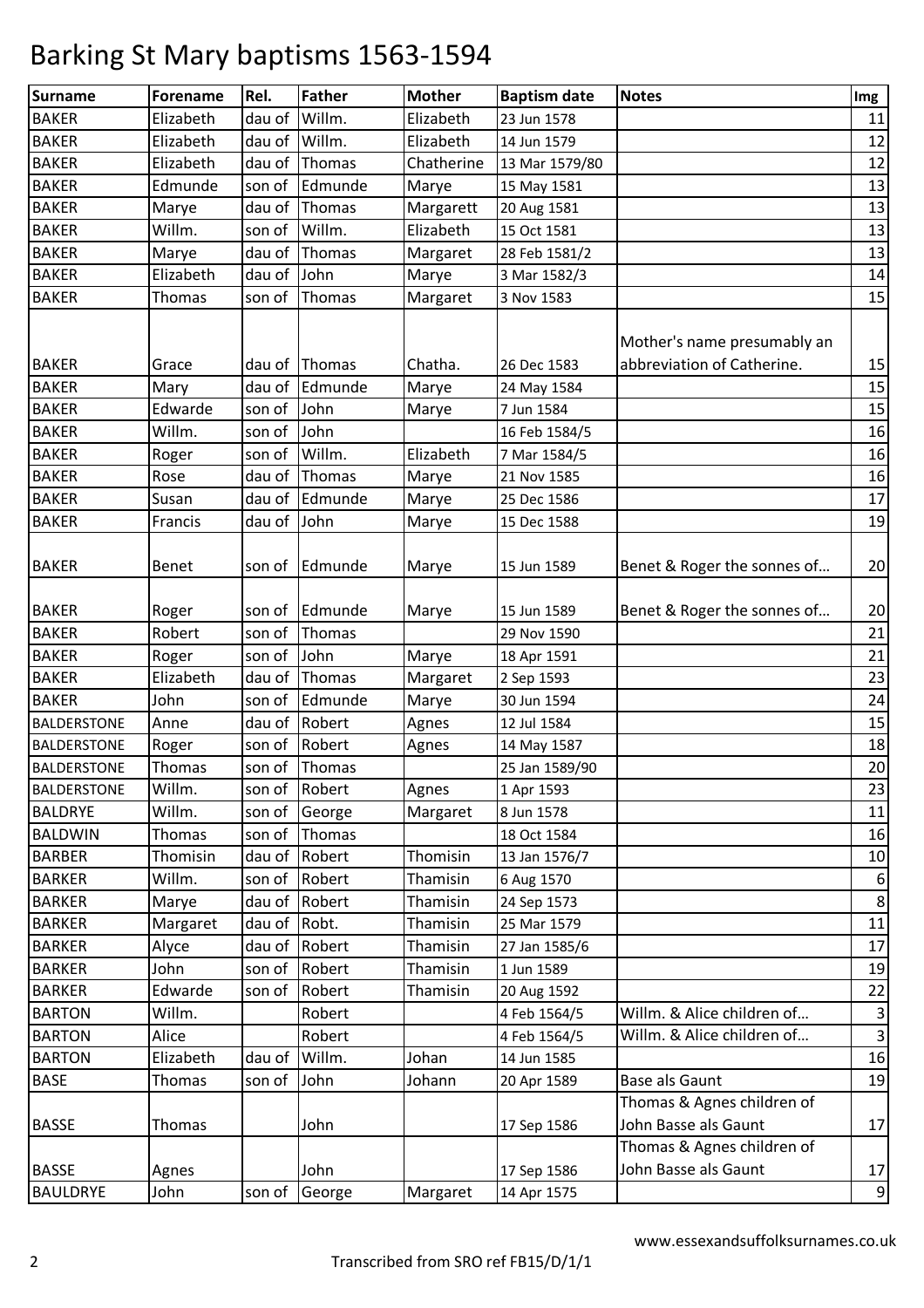# Barking St Mary baptisms 1563-1594

| Surname | Forename | Rel. | Father | Mother | Baptism date | Notes | Img |
|---|---|---|---|---|---|---|---|
| BAKER | Elizabeth | dau of | Willm. | Elizabeth | 23 Jun 1578 | | 11 |
| BAKER | Elizabeth | dau of | Willm. | Elizabeth | 14 Jun 1579 | | 12 |
| BAKER | Elizabeth | dau of | Thomas | Chatherine | 13 Mar 1579/80 | | 12 |
| BAKER | Edmunde | son of | Edmunde | Marye | 15 May 1581 | | 13 |
| BAKER | Marye | dau of | Thomas | Margarett | 20 Aug 1581 | | 13 |
| BAKER | Willm. | son of | Willm. | Elizabeth | 15 Oct 1581 | | 13 |
| BAKER | Marye | dau of | Thomas | Margaret | 28 Feb 1581/2 | | 13 |
| BAKER | Elizabeth | dau of | John | Marye | 3 Mar 1582/3 | | 14 |
| BAKER | Thomas | son of | Thomas | Margaret | 3 Nov 1583 | | 15 |
| BAKER | Grace | dau of | Thomas | Chatha. | 26 Dec 1583 | Mother's name presumably an abbreviation of Catherine. | 15 |
| BAKER | Mary | dau of | Edmunde | Marye | 24 May 1584 | | 15 |
| BAKER | Edwarde | son of | John | Marye | 7 Jun 1584 | | 15 |
| BAKER | Willm. | son of | John | | 16 Feb 1584/5 | | 16 |
| BAKER | Roger | son of | Willm. | Elizabeth | 7 Mar 1584/5 | | 16 |
| BAKER | Rose | dau of | Thomas | Marye | 21 Nov 1585 | | 16 |
| BAKER | Susan | dau of | Edmunde | Marye | 25 Dec 1586 | | 17 |
| BAKER | Francis | dau of | John | Marye | 15 Dec 1588 | | 19 |
| BAKER | Benet | son of | Edmunde | Marye | 15 Jun 1589 | Benet & Roger the sonnes of… | 20 |
| BAKER | Roger | son of | Edmunde | Marye | 15 Jun 1589 | Benet & Roger the sonnes of… | 20 |
| BAKER | Robert | son of | Thomas | | 29 Nov 1590 | | 21 |
| BAKER | Roger | son of | John | Marye | 18 Apr 1591 | | 21 |
| BAKER | Elizabeth | dau of | Thomas | Margaret | 2 Sep 1593 | | 23 |
| BAKER | John | son of | Edmunde | Marye | 30 Jun 1594 | | 24 |
| BALDERSTONE | Anne | dau of | Robert | Agnes | 12 Jul 1584 | | 15 |
| BALDERSTONE | Roger | son of | Robert | Agnes | 14 May 1587 | | 18 |
| BALDERSTONE | Thomas | son of | Thomas | | 25 Jan 1589/90 | | 20 |
| BALDERSTONE | Willm. | son of | Robert | Agnes | 1 Apr 1593 | | 23 |
| BALDRYE | Willm. | son of | George | Margaret | 8 Jun 1578 | | 11 |
| BALDWIN | Thomas | son of | Thomas | | 18 Oct 1584 | | 16 |
| BARBER | Thomisin | dau of | Robert | Thomisin | 13 Jan 1576/7 | | 10 |
| BARKER | Willm. | son of | Robert | Thamisin | 6 Aug 1570 | | 6 |
| BARKER | Marye | dau of | Robert | Thamisin | 24 Sep 1573 | | 8 |
| BARKER | Margaret | dau of | Robt. | Thamisin | 25 Mar 1579 | | 11 |
| BARKER | Alyce | dau of | Robert | Thamisin | 27 Jan 1585/6 | | 17 |
| BARKER | John | son of | Robert | Thamisin | 1 Jun 1589 | | 19 |
| BARKER | Edwarde | son of | Robert | Thamisin | 20 Aug 1592 | | 22 |
| BARTON | Willm. | | Robert | | 4 Feb 1564/5 | Willm. & Alice children of… | 3 |
| BARTON | Alice | | Robert | | 4 Feb 1564/5 | Willm. & Alice children of… | 3 |
| BARTON | Elizabeth | dau of | Willm. | Johan | 14 Jun 1585 | | 16 |
| BASE | Thomas | son of | John | Johann | 20 Apr 1589 | Base als Gaunt | 19 |
| BASSE | Thomas | | John | | 17 Sep 1586 | Thomas & Agnes children of John Basse als Gaunt | 17 |
| BASSE | Agnes | | John | | 17 Sep 1586 | Thomas & Agnes children of John Basse als Gaunt | 17 |
| BAULDRYE | John | son of | George | Margaret | 14 Apr 1575 | | 9 |

www.essexandsuffolksurnames.co.uk

Transcribed from SRO ref FB15/D/1/1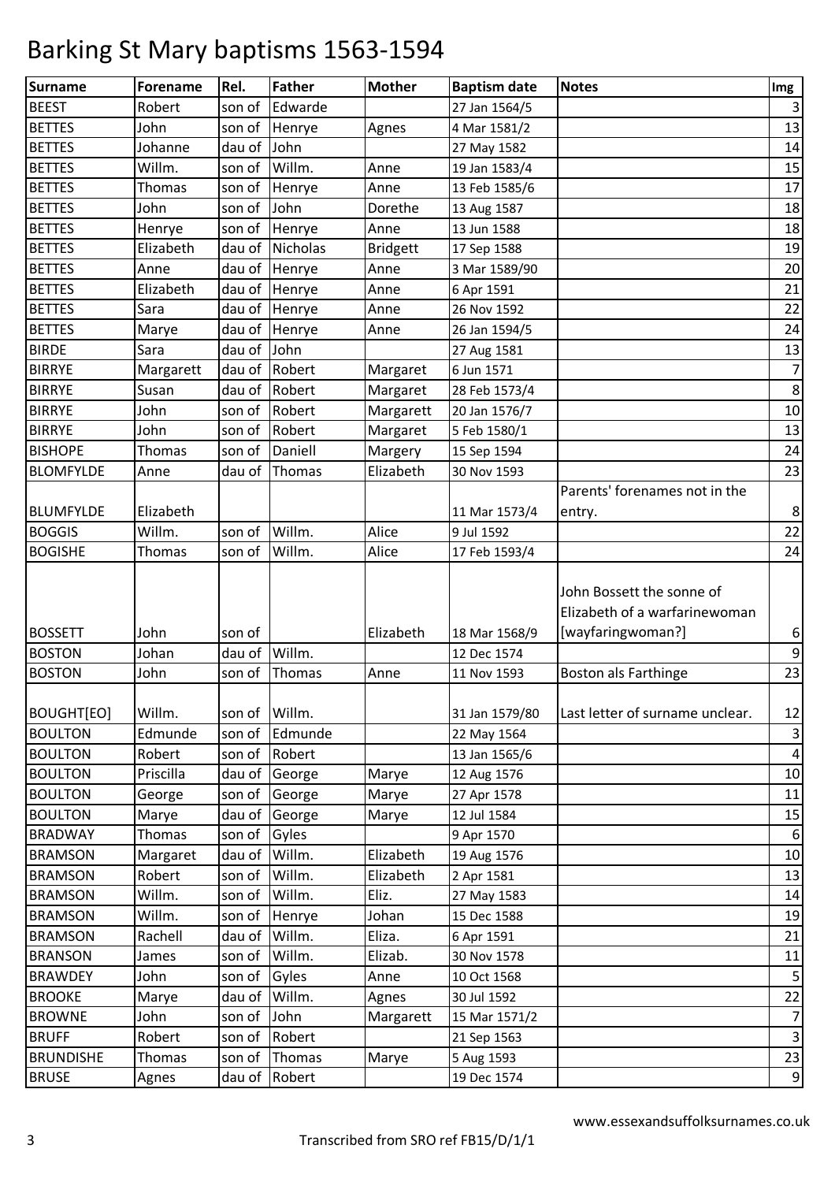# Barking St Mary baptisms 1563-1594

| Surname | Forename | Rel. | Father | Mother | Baptism date | Notes | Img |
|---|---|---|---|---|---|---|---|
| BEEST | Robert | son of | Edwarde | | 27 Jan 1564/5 | | 3 |
| BETTES | John | son of | Henrye | Agnes | 4 Mar 1581/2 | | 13 |
| BETTES | Johanne | dau of | John | | 27 May 1582 | | 14 |
| BETTES | Willm. | son of | Willm. | Anne | 19 Jan 1583/4 | | 15 |
| BETTES | Thomas | son of | Henrye | Anne | 13 Feb 1585/6 | | 17 |
| BETTES | John | son of | John | Dorethe | 13 Aug 1587 | | 18 |
| BETTES | Henrye | son of | Henrye | Anne | 13 Jun 1588 | | 18 |
| BETTES | Elizabeth | dau of | Nicholas | Bridgett | 17 Sep 1588 | | 19 |
| BETTES | Anne | dau of | Henrye | Anne | 3 Mar 1589/90 | | 20 |
| BETTES | Elizabeth | dau of | Henrye | Anne | 6 Apr 1591 | | 21 |
| BETTES | Sara | dau of | Henrye | Anne | 26 Nov 1592 | | 22 |
| BETTES | Marye | dau of | Henrye | Anne | 26 Jan 1594/5 | | 24 |
| BIRDE | Sara | dau of | John | | 27 Aug 1581 | | 13 |
| BIRRYE | Margarett | dau of | Robert | Margaret | 6 Jun 1571 | | 7 |
| BIRRYE | Susan | dau of | Robert | Margaret | 28 Feb 1573/4 | | 8 |
| BIRRYE | John | son of | Robert | Margarett | 20 Jan 1576/7 | | 10 |
| BIRRYE | John | son of | Robert | Margaret | 5 Feb 1580/1 | | 13 |
| BISHOPE | Thomas | son of | Daniell | Margery | 15 Sep 1594 | | 24 |
| BLOMFYLDE | Anne | dau of | Thomas | Elizabeth | 30 Nov 1593 | | 23 |
| BLUMFYLDE | Elizabeth | | | | 11 Mar 1573/4 | Parents' forenames not in the entry. | 8 |
| BOGGIS | Willm. | son of | Willm. | Alice | 9 Jul 1592 | | 22 |
| BOGISHE | Thomas | son of | Willm. | Alice | 17 Feb 1593/4 | | 24 |
| BOSSETT | John | son of | | Elizabeth | 18 Mar 1568/9 | John Bossett the sonne of Elizabeth of a warfarinewoman [wayfaringwoman?] | 6 |
| BOSTON | Johan | dau of | Willm. | | 12 Dec 1574 | | 9 |
| BOSTON | John | son of | Thomas | Anne | 11 Nov 1593 | Boston als Farthinge | 23 |
| BOUGHT[EO] | Willm. | son of | Willm. | | 31 Jan 1579/80 | Last letter of surname unclear. | 12 |
| BOULTON | Edmunde | son of | Edmunde | | 22 May 1564 | | 3 |
| BOULTON | Robert | son of | Robert | | 13 Jan 1565/6 | | 4 |
| BOULTON | Priscilla | dau of | George | Marye | 12 Aug 1576 | | 10 |
| BOULTON | George | son of | George | Marye | 27 Apr 1578 | | 11 |
| BOULTON | Marye | dau of | George | Marye | 12 Jul 1584 | | 15 |
| BRADWAY | Thomas | son of | Gyles | | 9 Apr 1570 | | 6 |
| BRAMSON | Margaret | dau of | Willm. | Elizabeth | 19 Aug 1576 | | 10 |
| BRAMSON | Robert | son of | Willm. | Elizabeth | 2 Apr 1581 | | 13 |
| BRAMSON | Willm. | son of | Willm. | Eliz. | 27 May 1583 | | 14 |
| BRAMSON | Willm. | son of | Henrye | Johan | 15 Dec 1588 | | 19 |
| BRAMSON | Rachell | dau of | Willm. | Eliza. | 6 Apr 1591 | | 21 |
| BRANSON | James | son of | Willm. | Elizab. | 30 Nov 1578 | | 11 |
| BRAWDEY | John | son of | Gyles | Anne | 10 Oct 1568 | | 5 |
| BROOKE | Marye | dau of | Willm. | Agnes | 30 Jul 1592 | | 22 |
| BROWNE | John | son of | John | Margarett | 15 Mar 1571/2 | | 7 |
| BRUFF | Robert | son of | Robert | | 21 Sep 1563 | | 3 |
| BRUNDISHE | Thomas | son of | Thomas | Marye | 5 Aug 1593 | | 23 |
| BRUSE | Agnes | dau of | Robert | | 19 Dec 1574 | | 9 |

www.essexandsuffolksurnames.co.uk

Transcribed from SRO ref FB15/D/1/1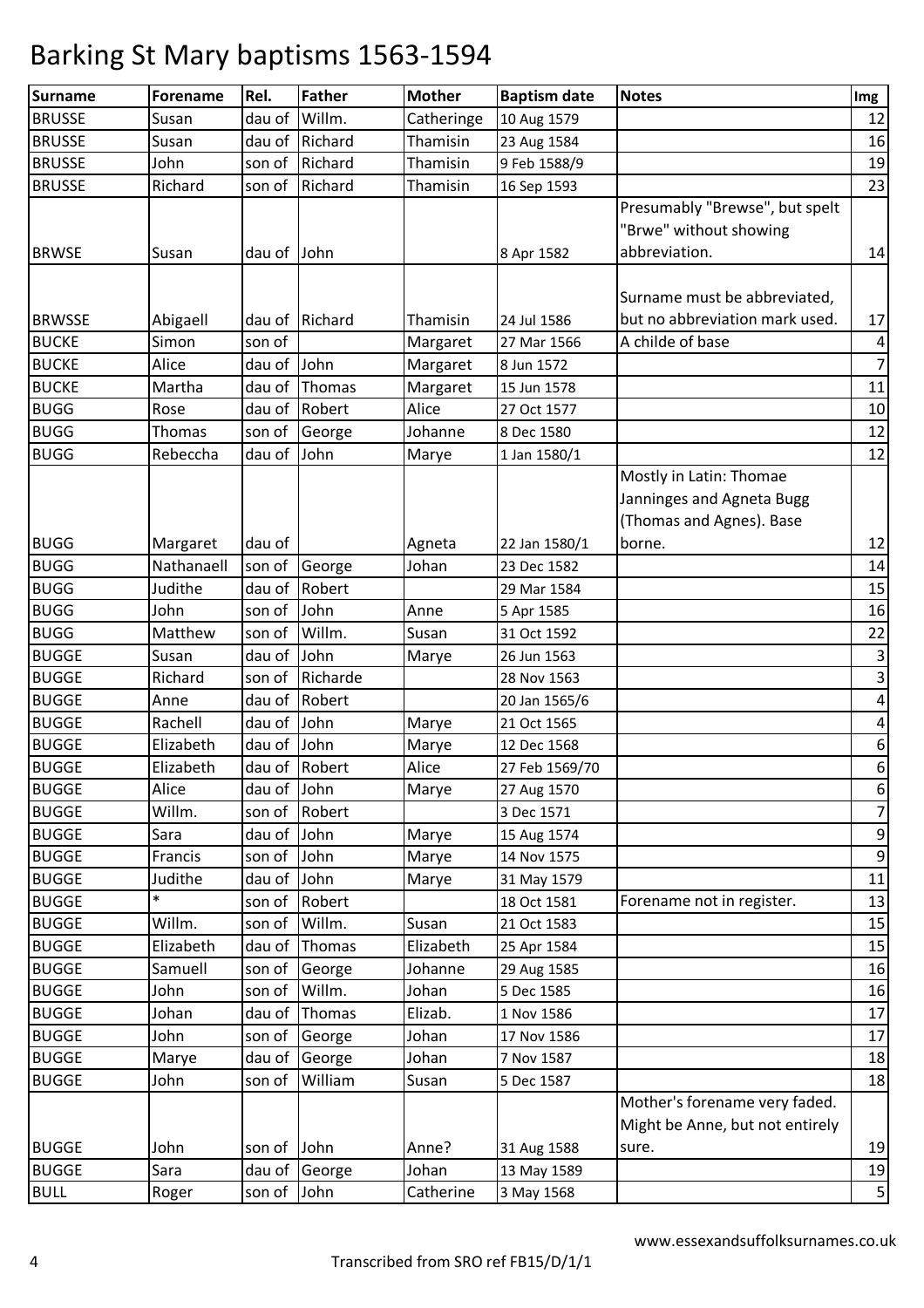# Barking St Mary baptisms 1563-1594

| Surname | Forename | Rel. | Father | Mother | Baptism date | Notes | Img |
|---|---|---|---|---|---|---|---|
| BRUSSE | Susan | dau of | Willm. | Catheringe | 10 Aug 1579 | | 12 |
| BRUSSE | Susan | dau of | Richard | Thamisin | 23 Aug 1584 | | 16 |
| BRUSSE | John | son of | Richard | Thamisin | 9 Feb 1588/9 | | 19 |
| BRUSSE | Richard | son of | Richard | Thamisin | 16 Sep 1593 | | 23 |
| BRWSE | Susan | dau of | John | | 8 Apr 1582 | Presumably "Brewse", but spelt "Brwe" without showing abbreviation. | 14 |
| BRWSSE | Abigaell | dau of | Richard | Thamisin | 24 Jul 1586 | Surname must be abbreviated, but no abbreviation mark used. | 17 |
| BUCKE | Simon | son of | | Margaret | 27 Mar 1566 | A childe of base | 4 |
| BUCKE | Alice | dau of | John | Margaret | 8 Jun 1572 | | 7 |
| BUCKE | Martha | dau of | Thomas | Margaret | 15 Jun 1578 | | 11 |
| BUGG | Rose | dau of | Robert | Alice | 27 Oct 1577 | | 10 |
| BUGG | Thomas | son of | George | Johanne | 8 Dec 1580 | | 12 |
| BUGG | Rebeccha | dau of | John | Marye | 1 Jan 1580/1 | | 12 |
| BUGG | Margaret | dau of | | Agneta | 22 Jan 1580/1 | Mostly in Latin: Thomae Janninges and Agneta Bugg (Thomas and Agnes). Base borne. | 12 |
| BUGG | Nathanaell | son of | George | Johan | 23 Dec 1582 | | 14 |
| BUGG | Judithe | dau of | Robert | | 29 Mar 1584 | | 15 |
| BUGG | John | son of | John | Anne | 5 Apr 1585 | | 16 |
| BUGG | Matthew | son of | Willm. | Susan | 31 Oct 1592 | | 22 |
| BUGGE | Susan | dau of | John | Marye | 26 Jun 1563 | | 3 |
| BUGGE | Richard | son of | Richarde | | 28 Nov 1563 | | 3 |
| BUGGE | Anne | dau of | Robert | | 20 Jan 1565/6 | | 4 |
| BUGGE | Rachell | dau of | John | Marye | 21 Oct 1565 | | 4 |
| BUGGE | Elizabeth | dau of | John | Marye | 12 Dec 1568 | | 6 |
| BUGGE | Elizabeth | dau of | Robert | Alice | 27 Feb 1569/70 | | 6 |
| BUGGE | Alice | dau of | John | Marye | 27 Aug 1570 | | 6 |
| BUGGE | Willm. | son of | Robert | | 3 Dec 1571 | | 7 |
| BUGGE | Sara | dau of | John | Marye | 15 Aug 1574 | | 9 |
| BUGGE | Francis | son of | John | Marye | 14 Nov 1575 | | 9 |
| BUGGE | Judithe | dau of | John | Marye | 31 May 1579 | | 11 |
| BUGGE | * | son of | Robert | | 18 Oct 1581 | Forename not in register. | 13 |
| BUGGE | Willm. | son of | Willm. | Susan | 21 Oct 1583 | | 15 |
| BUGGE | Elizabeth | dau of | Thomas | Elizabeth | 25 Apr 1584 | | 15 |
| BUGGE | Samuell | son of | George | Johanne | 29 Aug 1585 | | 16 |
| BUGGE | John | son of | Willm. | Johan | 5 Dec 1585 | | 16 |
| BUGGE | Johan | dau of | Thomas | Elizab. | 1 Nov 1586 | | 17 |
| BUGGE | John | son of | George | Johan | 17 Nov 1586 | | 17 |
| BUGGE | Marye | dau of | George | Johan | 7 Nov 1587 | | 18 |
| BUGGE | John | son of | William | Susan | 5 Dec 1587 | | 18 |
| BUGGE | John | son of | John | Anne? | 31 Aug 1588 | Mother's forename very faded. Might be Anne, but not entirely sure. | 19 |
| BUGGE | Sara | dau of | George | Johan | 13 May 1589 | | 19 |
| BULL | Roger | son of | John | Catherine | 3 May 1568 | | 5 |

www.essexandsuffolksurnames.co.uk

Transcribed from SRO ref FB15/D/1/1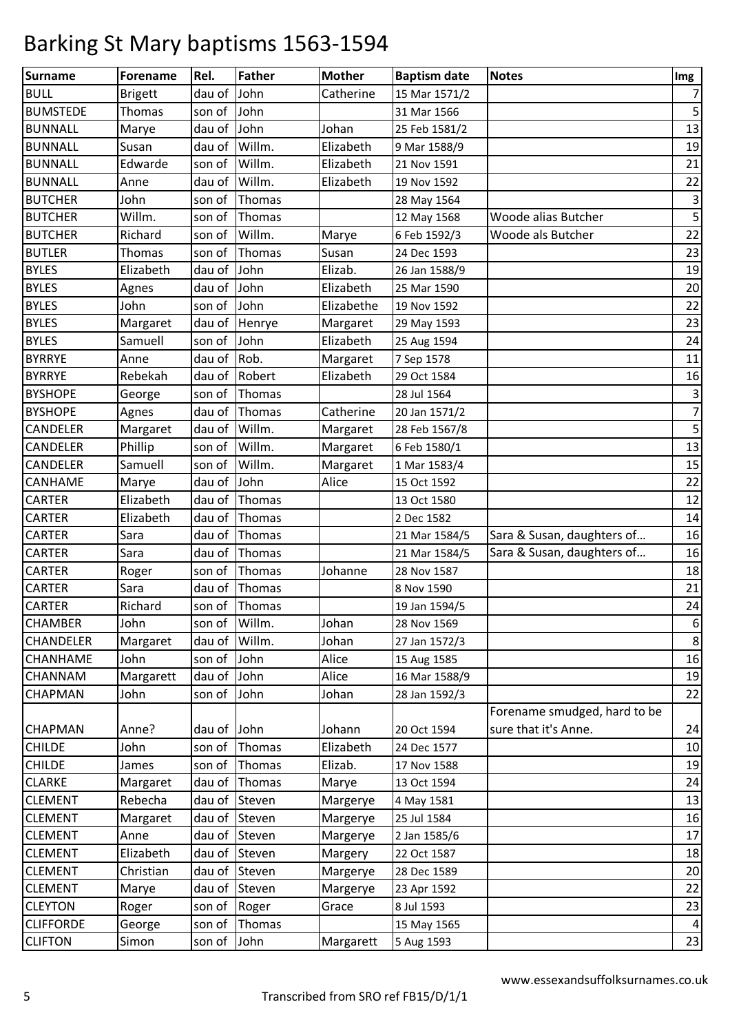# Barking St Mary baptisms 1563-1594

| Surname | Forename | Rel. | Father | Mother | Baptism date | Notes | Img |
|---|---|---|---|---|---|---|---|
| BULL | Brigett | dau of | John | Catherine | 15 Mar 1571/2 | | 7 |
| BUMSTEDE | Thomas | son of | John | | 31 Mar 1566 | | 5 |
| BUNNALL | Marye | dau of | John | Johan | 25 Feb 1581/2 | | 13 |
| BUNNALL | Susan | dau of | Willm. | Elizabeth | 9 Mar 1588/9 | | 19 |
| BUNNALL | Edwarde | son of | Willm. | Elizabeth | 21 Nov 1591 | | 21 |
| BUNNALL | Anne | dau of | Willm. | Elizabeth | 19 Nov 1592 | | 22 |
| BUTCHER | John | son of | Thomas | | 28 May 1564 | | 3 |
| BUTCHER | Willm. | son of | Thomas | | 12 May 1568 | Woode alias Butcher | 5 |
| BUTCHER | Richard | son of | Willm. | Marye | 6 Feb 1592/3 | Woode als Butcher | 22 |
| BUTLER | Thomas | son of | Thomas | Susan | 24 Dec 1593 | | 23 |
| BYLES | Elizabeth | dau of | John | Elizab. | 26 Jan 1588/9 | | 19 |
| BYLES | Agnes | dau of | John | Elizabeth | 25 Mar 1590 | | 20 |
| BYLES | John | son of | John | Elizabethe | 19 Nov 1592 | | 22 |
| BYLES | Margaret | dau of | Henrye | Margaret | 29 May 1593 | | 23 |
| BYLES | Samuell | son of | John | Elizabeth | 25 Aug 1594 | | 24 |
| BYRRYE | Anne | dau of | Rob. | Margaret | 7 Sep 1578 | | 11 |
| BYRRYE | Rebekah | dau of | Robert | Elizabeth | 29 Oct 1584 | | 16 |
| BYSHOPE | George | son of | Thomas | | 28 Jul 1564 | | 3 |
| BYSHOPE | Agnes | dau of | Thomas | Catherine | 20 Jan 1571/2 | | 7 |
| CANDELER | Margaret | dau of | Willm. | Margaret | 28 Feb 1567/8 | | 5 |
| CANDELER | Phillip | son of | Willm. | Margaret | 6 Feb 1580/1 | | 13 |
| CANDELER | Samuell | son of | Willm. | Margaret | 1 Mar 1583/4 | | 15 |
| CANHAME | Marye | dau of | John | Alice | 15 Oct 1592 | | 22 |
| CARTER | Elizabeth | dau of | Thomas | | 13 Oct 1580 | | 12 |
| CARTER | Elizabeth | dau of | Thomas | | 2 Dec 1582 | | 14 |
| CARTER | Sara | dau of | Thomas | | 21 Mar 1584/5 | Sara & Susan, daughters of… | 16 |
| CARTER | Sara | dau of | Thomas | | 21 Mar 1584/5 | Sara & Susan, daughters of… | 16 |
| CARTER | Roger | son of | Thomas | Johanne | 28 Nov 1587 | | 18 |
| CARTER | Sara | dau of | Thomas | | 8 Nov 1590 | | 21 |
| CARTER | Richard | son of | Thomas | | 19 Jan 1594/5 | | 24 |
| CHAMBER | John | son of | Willm. | Johan | 28 Nov 1569 | | 6 |
| CHANDELER | Margaret | dau of | Willm. | Johan | 27 Jan 1572/3 | | 8 |
| CHANHAME | John | son of | John | Alice | 15 Aug 1585 | | 16 |
| CHANNAM | Margarett | dau of | John | Alice | 16 Mar 1588/9 | | 19 |
| CHAPMAN | John | son of | John | Johan | 28 Jan 1592/3 | | 22 |
| CHAPMAN | Anne? | dau of | John | Johann | 20 Oct 1594 | Forename smudged, hard to be sure that it's Anne. | 24 |
| CHILDE | John | son of | Thomas | Elizabeth | 24 Dec 1577 | | 10 |
| CHILDE | James | son of | Thomas | Elizab. | 17 Nov 1588 | | 19 |
| CLARKE | Margaret | dau of | Thomas | Marye | 13 Oct 1594 | | 24 |
| CLEMENT | Rebecha | dau of | Steven | Margerye | 4 May 1581 | | 13 |
| CLEMENT | Margaret | dau of | Steven | Margerye | 25 Jul 1584 | | 16 |
| CLEMENT | Anne | dau of | Steven | Margerye | 2 Jan 1585/6 | | 17 |
| CLEMENT | Elizabeth | dau of | Steven | Margery | 22 Oct 1587 | | 18 |
| CLEMENT | Christian | dau of | Steven | Margerye | 28 Dec 1589 | | 20 |
| CLEMENT | Marye | dau of | Steven | Margerye | 23 Apr 1592 | | 22 |
| CLEYTON | Roger | son of | Roger | Grace | 8 Jul 1593 | | 23 |
| CLIFFORDE | George | son of | Thomas | | 15 May 1565 | | 4 |
| CLIFTON | Simon | son of | John | Margarett | 5 Aug 1593 | | 23 |

www.essexandsuffolksurnames.co.uk

Transcribed from SRO ref FB15/D/1/1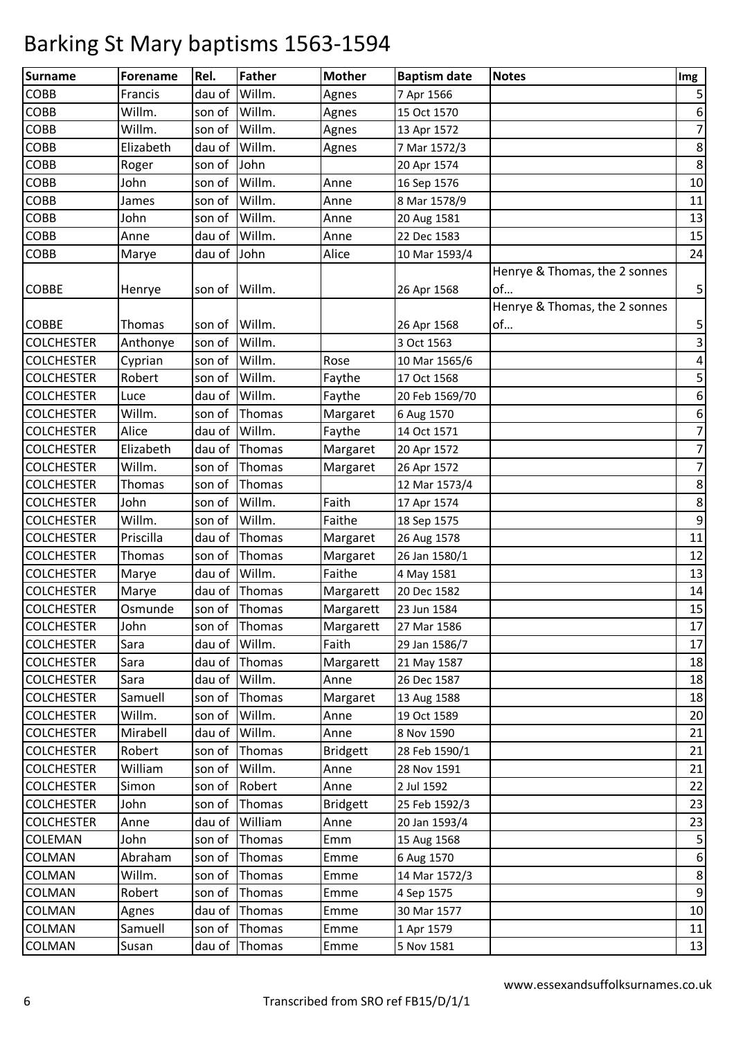# Barking St Mary baptisms 1563-1594

| Surname | Forename | Rel. | Father | Mother | Baptism date | Notes | Img |
|---|---|---|---|---|---|---|---|
| COBB | Francis | dau of | Willm. | Agnes | 7 Apr 1566 | | 5 |
| COBB | Willm. | son of | Willm. | Agnes | 15 Oct 1570 | | 6 |
| COBB | Willm. | son of | Willm. | Agnes | 13 Apr 1572 | | 7 |
| COBB | Elizabeth | dau of | Willm. | Agnes | 7 Mar 1572/3 | | 8 |
| COBB | Roger | son of | John | | 20 Apr 1574 | | 8 |
| COBB | John | son of | Willm. | Anne | 16 Sep 1576 | | 10 |
| COBB | James | son of | Willm. | Anne | 8 Mar 1578/9 | | 11 |
| COBB | John | son of | Willm. | Anne | 20 Aug 1581 | | 13 |
| COBB | Anne | dau of | Willm. | Anne | 22 Dec 1583 | | 15 |
| COBB | Marye | dau of | John | Alice | 10 Mar 1593/4 | | 24 |
| COBBE | Henrye | son of | Willm. | | 26 Apr 1568 | Henrye & Thomas, the 2 sonnes of… | 5 |
| COBBE | Thomas | son of | Willm. | | 26 Apr 1568 | Henrye & Thomas, the 2 sonnes of… | 5 |
| COLCHESTER | Anthonye | son of | Willm. | | 3 Oct 1563 | | 3 |
| COLCHESTER | Cyprian | son of | Willm. | Rose | 10 Mar 1565/6 | | 4 |
| COLCHESTER | Robert | son of | Willm. | Faythe | 17 Oct 1568 | | 5 |
| COLCHESTER | Luce | dau of | Willm. | Faythe | 20 Feb 1569/70 | | 6 |
| COLCHESTER | Willm. | son of | Thomas | Margaret | 6 Aug 1570 | | 6 |
| COLCHESTER | Alice | dau of | Willm. | Faythe | 14 Oct 1571 | | 7 |
| COLCHESTER | Elizabeth | dau of | Thomas | Margaret | 20 Apr 1572 | | 7 |
| COLCHESTER | Willm. | son of | Thomas | Margaret | 26 Apr 1572 | | 7 |
| COLCHESTER | Thomas | son of | Thomas | | 12 Mar 1573/4 | | 8 |
| COLCHESTER | John | son of | Willm. | Faith | 17 Apr 1574 | | 8 |
| COLCHESTER | Willm. | son of | Willm. | Faithe | 18 Sep 1575 | | 9 |
| COLCHESTER | Priscilla | dau of | Thomas | Margaret | 26 Aug 1578 | | 11 |
| COLCHESTER | Thomas | son of | Thomas | Margaret | 26 Jan 1580/1 | | 12 |
| COLCHESTER | Marye | dau of | Willm. | Faithe | 4 May 1581 | | 13 |
| COLCHESTER | Marye | dau of | Thomas | Margarett | 20 Dec 1582 | | 14 |
| COLCHESTER | Osmunde | son of | Thomas | Margarett | 23 Jun 1584 | | 15 |
| COLCHESTER | John | son of | Thomas | Margarett | 27 Mar 1586 | | 17 |
| COLCHESTER | Sara | dau of | Willm. | Faith | 29 Jan 1586/7 | | 17 |
| COLCHESTER | Sara | dau of | Thomas | Margarett | 21 May 1587 | | 18 |
| COLCHESTER | Sara | dau of | Willm. | Anne | 26 Dec 1587 | | 18 |
| COLCHESTER | Samuell | son of | Thomas | Margaret | 13 Aug 1588 | | 18 |
| COLCHESTER | Willm. | son of | Willm. | Anne | 19 Oct 1589 | | 20 |
| COLCHESTER | Mirabell | dau of | Willm. | Anne | 8 Nov 1590 | | 21 |
| COLCHESTER | Robert | son of | Thomas | Bridgett | 28 Feb 1590/1 | | 21 |
| COLCHESTER | William | son of | Willm. | Anne | 28 Nov 1591 | | 21 |
| COLCHESTER | Simon | son of | Robert | Anne | 2 Jul 1592 | | 22 |
| COLCHESTER | John | son of | Thomas | Bridgett | 25 Feb 1592/3 | | 23 |
| COLCHESTER | Anne | dau of | William | Anne | 20 Jan 1593/4 | | 23 |
| COLEMAN | John | son of | Thomas | Emm | 15 Aug 1568 | | 5 |
| COLMAN | Abraham | son of | Thomas | Emme | 6 Aug 1570 | | 6 |
| COLMAN | Willm. | son of | Thomas | Emme | 14 Mar 1572/3 | | 8 |
| COLMAN | Robert | son of | Thomas | Emme | 4 Sep 1575 | | 9 |
| COLMAN | Agnes | dau of | Thomas | Emme | 30 Mar 1577 | | 10 |
| COLMAN | Samuell | son of | Thomas | Emme | 1 Apr 1579 | | 11 |
| COLMAN | Susan | dau of | Thomas | Emme | 5 Nov 1581 | | 13 |

www.essexandsuffolksurnames.co.uk

Transcribed from SRO ref FB15/D/1/1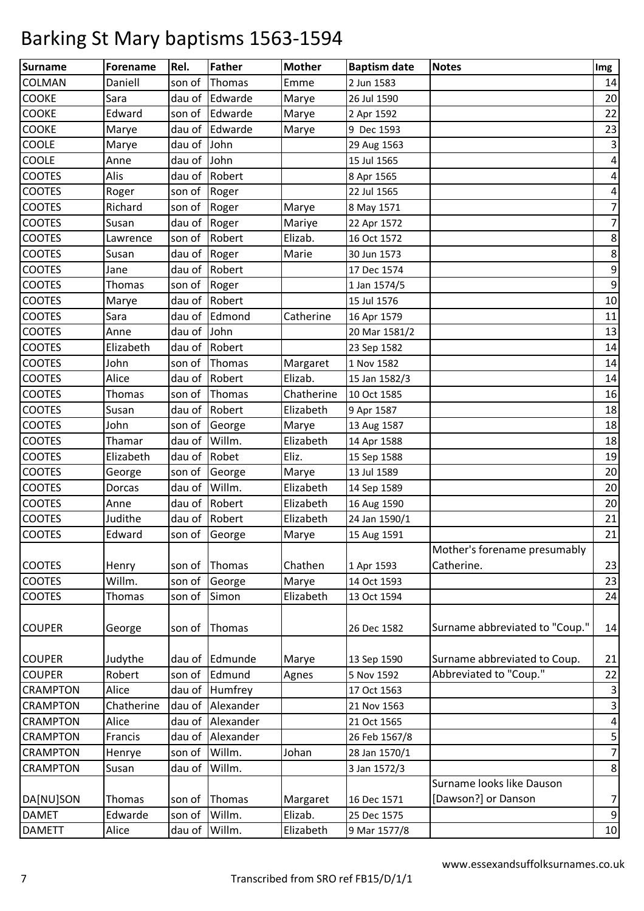# Barking St Mary baptisms 1563-1594

| Surname | Forename | Rel. | Father | Mother | Baptism date | Notes | Img |
|---|---|---|---|---|---|---|---|
| COLMAN | Daniell | son of | Thomas | Emme | 2 Jun 1583 | | 14 |
| COOKE | Sara | dau of | Edwarde | Marye | 26 Jul 1590 | | 20 |
| COOKE | Edward | son of | Edwarde | Marye | 2 Apr 1592 | | 22 |
| COOKE | Marye | dau of | Edwarde | Marye | 9 Dec 1593 | | 23 |
| COOLE | Marye | dau of | John | | 29 Aug 1563 | | 3 |
| COOLE | Anne | dau of | John | | 15 Jul 1565 | | 4 |
| COOTES | Alis | dau of | Robert | | 8 Apr 1565 | | 4 |
| COOTES | Roger | son of | Roger | | 22 Jul 1565 | | 4 |
| COOTES | Richard | son of | Roger | Marye | 8 May 1571 | | 7 |
| COOTES | Susan | dau of | Roger | Mariye | 22 Apr 1572 | | 7 |
| COOTES | Lawrence | son of | Robert | Elizab. | 16 Oct 1572 | | 8 |
| COOTES | Susan | dau of | Roger | Marie | 30 Jun 1573 | | 8 |
| COOTES | Jane | dau of | Robert | | 17 Dec 1574 | | 9 |
| COOTES | Thomas | son of | Roger | | 1 Jan 1574/5 | | 9 |
| COOTES | Marye | dau of | Robert | | 15 Jul 1576 | | 10 |
| COOTES | Sara | dau of | Edmond | Catherine | 16 Apr 1579 | | 11 |
| COOTES | Anne | dau of | John | | 20 Mar 1581/2 | | 13 |
| COOTES | Elizabeth | dau of | Robert | | 23 Sep 1582 | | 14 |
| COOTES | John | son of | Thomas | Margaret | 1 Nov 1582 | | 14 |
| COOTES | Alice | dau of | Robert | Elizab. | 15 Jan 1582/3 | | 14 |
| COOTES | Thomas | son of | Thomas | Chatherine | 10 Oct 1585 | | 16 |
| COOTES | Susan | dau of | Robert | Elizabeth | 9 Apr 1587 | | 18 |
| COOTES | John | son of | George | Marye | 13 Aug 1587 | | 18 |
| COOTES | Thamar | dau of | Willm. | Elizabeth | 14 Apr 1588 | | 18 |
| COOTES | Elizabeth | dau of | Robet | Eliz. | 15 Sep 1588 | | 19 |
| COOTES | George | son of | George | Marye | 13 Jul 1589 | | 20 |
| COOTES | Dorcas | dau of | Willm. | Elizabeth | 14 Sep 1589 | | 20 |
| COOTES | Anne | dau of | Robert | Elizabeth | 16 Aug 1590 | | 20 |
| COOTES | Judithe | dau of | Robert | Elizabeth | 24 Jan 1590/1 | | 21 |
| COOTES | Edward | son of | George | Marye | 15 Aug 1591 | | 21 |
| COOTES | Henry | son of | Thomas | Chathen | 1 Apr 1593 | Mother's forename presumably Catherine. | 23 |
| COOTES | Willm. | son of | George | Marye | 14 Oct 1593 | | 23 |
| COOTES | Thomas | son of | Simon | Elizabeth | 13 Oct 1594 | | 24 |
| COUPER | George | son of | Thomas | | 26 Dec 1582 | Surname abbreviated to "Coup." | 14 |
| COUPER | Judythe | dau of | Edmunde | Marye | 13 Sep 1590 | Surname abbreviated to Coup. | 21 |
| COUPER | Robert | son of | Edmund | Agnes | 5 Nov 1592 | Abbreviated to "Coup." | 22 |
| CRAMPTON | Alice | dau of | Humfrey | | 17 Oct 1563 | | 3 |
| CRAMPTON | Chatherine | dau of | Alexander | | 21 Nov 1563 | | 3 |
| CRAMPTON | Alice | dau of | Alexander | | 21 Oct 1565 | | 4 |
| CRAMPTON | Francis | dau of | Alexander | | 26 Feb 1567/8 | | 5 |
| CRAMPTON | Henrye | son of | Willm. | Johan | 28 Jan 1570/1 | | 7 |
| CRAMPTON | Susan | dau of | Willm. | | 3 Jan 1572/3 | | 8 |
| DA[NU]SON | Thomas | son of | Thomas | Margaret | 16 Dec 1571 | Surname looks like Dauson [Dawson?] or Danson | 7 |
| DAMET | Edwarde | son of | Willm. | Elizab. | 25 Dec 1575 | | 9 |
| DAMETT | Alice | dau of | Willm. | Elizabeth | 9 Mar 1577/8 | | 10 |

www.essexandsuffolksurnames.co.uk

Transcribed from SRO ref FB15/D/1/1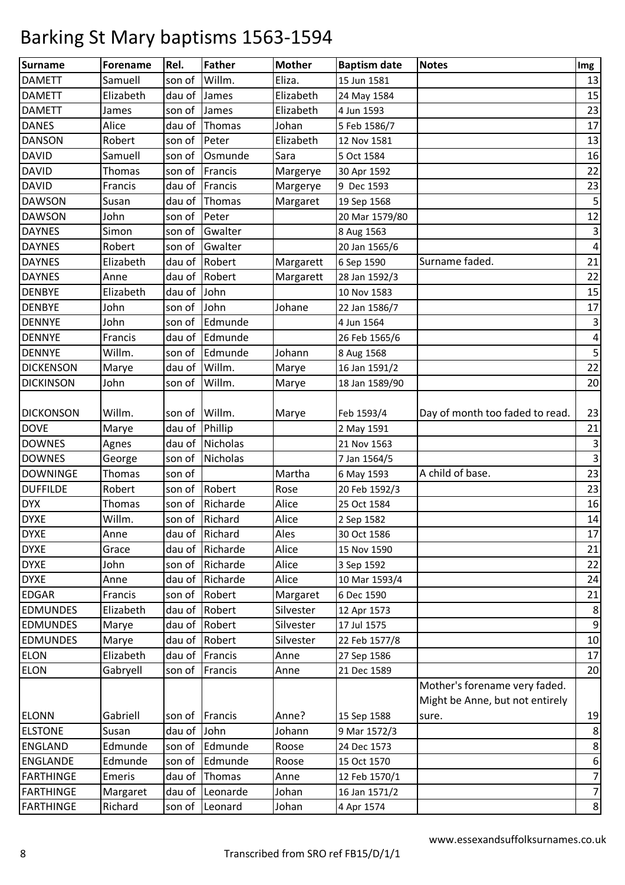# Barking St Mary baptisms 1563-1594

| Surname | Forename | Rel. | Father | Mother | Baptism date | Notes | Img |
|---|---|---|---|---|---|---|---|
| DAMETT | Samuell | son of | Willm. | Eliza. | 15 Jun 1581 | | 13 |
| DAMETT | Elizabeth | dau of | James | Elizabeth | 24 May 1584 | | 15 |
| DAMETT | James | son of | James | Elizabeth | 4 Jun 1593 | | 23 |
| DANES | Alice | dau of | Thomas | Johan | 5 Feb 1586/7 | | 17 |
| DANSON | Robert | son of | Peter | Elizabeth | 12 Nov 1581 | | 13 |
| DAVID | Samuell | son of | Osmunde | Sara | 5 Oct 1584 | | 16 |
| DAVID | Thomas | son of | Francis | Margerye | 30 Apr 1592 | | 22 |
| DAVID | Francis | dau of | Francis | Margerye | 9 Dec 1593 | | 23 |
| DAWSON | Susan | dau of | Thomas | Margaret | 19 Sep 1568 | | 5 |
| DAWSON | John | son of | Peter | | 20 Mar 1579/80 | | 12 |
| DAYNES | Simon | son of | Gwalter | | 8 Aug 1563 | | 3 |
| DAYNES | Robert | son of | Gwalter | | 20 Jan 1565/6 | | 4 |
| DAYNES | Elizabeth | dau of | Robert | Margarett | 6 Sep 1590 | Surname faded. | 21 |
| DAYNES | Anne | dau of | Robert | Margarett | 28 Jan 1592/3 | | 22 |
| DENBYE | Elizabeth | dau of | John | | 10 Nov 1583 | | 15 |
| DENBYE | John | son of | John | Johane | 22 Jan 1586/7 | | 17 |
| DENNYE | John | son of | Edmunde | | 4 Jun 1564 | | 3 |
| DENNYE | Francis | dau of | Edmunde | | 26 Feb 1565/6 | | 4 |
| DENNYE | Willm. | son of | Edmunde | Johann | 8 Aug 1568 | | 5 |
| DICKENSON | Marye | dau of | Willm. | Marye | 16 Jan 1591/2 | | 22 |
| DICKINSON | John | son of | Willm. | Marye | 18 Jan 1589/90 | | 20 |
| DICKONSON | Willm. | son of | Willm. | Marye | Feb 1593/4 | Day of month too faded to read. | 23 |
| DOVE | Marye | dau of | Phillip | | 2 May 1591 | | 21 |
| DOWNES | Agnes | dau of | Nicholas | | 21 Nov 1563 | | 3 |
| DOWNES | George | son of | Nicholas | | 7 Jan 1564/5 | | 3 |
| DOWNINGE | Thomas | son of | | Martha | 6 May 1593 | A child of base. | 23 |
| DUFFILDE | Robert | son of | Robert | Rose | 20 Feb 1592/3 | | 23 |
| DYX | Thomas | son of | Richarde | Alice | 25 Oct 1584 | | 16 |
| DYXE | Willm. | son of | Richard | Alice | 2 Sep 1582 | | 14 |
| DYXE | Anne | dau of | Richard | Ales | 30 Oct 1586 | | 17 |
| DYXE | Grace | dau of | Richarde | Alice | 15 Nov 1590 | | 21 |
| DYXE | John | son of | Richarde | Alice | 3 Sep 1592 | | 22 |
| DYXE | Anne | dau of | Richarde | Alice | 10 Mar 1593/4 | | 24 |
| EDGAR | Francis | son of | Robert | Margaret | 6 Dec 1590 | | 21 |
| EDMUNDES | Elizabeth | dau of | Robert | Silvester | 12 Apr 1573 | | 8 |
| EDMUNDES | Marye | dau of | Robert | Silvester | 17 Jul 1575 | | 9 |
| EDMUNDES | Marye | dau of | Robert | Silvester | 22 Feb 1577/8 | | 10 |
| ELON | Elizabeth | dau of | Francis | Anne | 27 Sep 1586 | | 17 |
| ELON | Gabryell | son of | Francis | Anne | 21 Dec 1589 | | 20 |
| ELONN | Gabriell | son of | Francis | Anne? | 15 Sep 1588 | Mother's forename very faded. Might be Anne, but not entirely sure. | 19 |
| ELSTONE | Susan | dau of | John | Johann | 9 Mar 1572/3 | | 8 |
| ENGLAND | Edmunde | son of | Edmunde | Roose | 24 Dec 1573 | | 8 |
| ENGLANDE | Edmunde | son of | Edmunde | Roose | 15 Oct 1570 | | 6 |
| FARTHINGE | Emeris | dau of | Thomas | Anne | 12 Feb 1570/1 | | 7 |
| FARTHINGE | Margaret | dau of | Leonarde | Johan | 16 Jan 1571/2 | | 7 |
| FARTHINGE | Richard | son of | Leonard | Johan | 4 Apr 1574 | | 8 |

www.essexandsuffolksurnames.co.uk

Transcribed from SRO ref FB15/D/1/1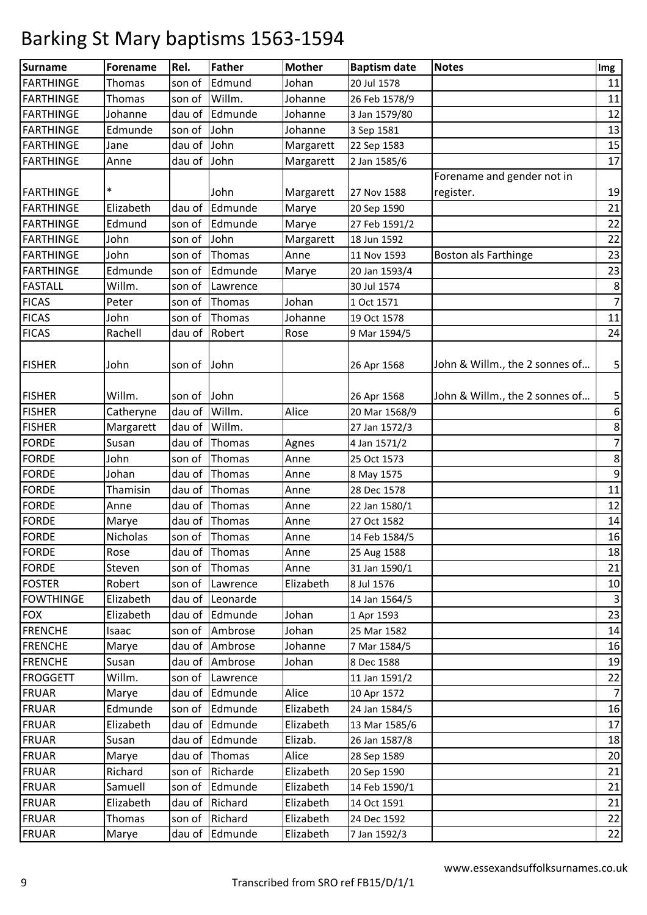# Barking St Mary baptisms 1563-1594

| Surname | Forename | Rel. | Father | Mother | Baptism date | Notes | Img |
|---|---|---|---|---|---|---|---|
| FARTHINGE | Thomas | son of | Edmund | Johan | 20 Jul 1578 | | 11 |
| FARTHINGE | Thomas | son of | Willm. | Johanne | 26 Feb 1578/9 | | 11 |
| FARTHINGE | Johanne | dau of | Edmunde | Johanne | 3 Jan 1579/80 | | 12 |
| FARTHINGE | Edmunde | son of | John | Johanne | 3 Sep 1581 | | 13 |
| FARTHINGE | Jane | dau of | John | Margarett | 22 Sep 1583 | | 15 |
| FARTHINGE | Anne | dau of | John | Margarett | 2 Jan 1585/6 | | 17 |
| FARTHINGE | * | | John | Margarett | 27 Nov 1588 | Forename and gender not in register. | 19 |
| FARTHINGE | Elizabeth | dau of | Edmunde | Marye | 20 Sep 1590 | | 21 |
| FARTHINGE | Edmund | son of | Edmunde | Marye | 27 Feb 1591/2 | | 22 |
| FARTHINGE | John | son of | John | Margarett | 18 Jun 1592 | | 22 |
| FARTHINGE | John | son of | Thomas | Anne | 11 Nov 1593 | Boston als Farthinge | 23 |
| FARTHINGE | Edmunde | son of | Edmunde | Marye | 20 Jan 1593/4 | | 23 |
| FASTALL | Willm. | son of | Lawrence | | 30 Jul 1574 | | 8 |
| FICAS | Peter | son of | Thomas | Johan | 1 Oct 1571 | | 7 |
| FICAS | John | son of | Thomas | Johanne | 19 Oct 1578 | | 11 |
| FICAS | Rachell | dau of | Robert | Rose | 9 Mar 1594/5 | | 24 |
| FISHER | John | son of | John | | 26 Apr 1568 | John & Willm., the 2 sonnes of… | 5 |
| FISHER | Willm. | son of | John | | 26 Apr 1568 | John & Willm., the 2 sonnes of… | 5 |
| FISHER | Catheryne | dau of | Willm. | Alice | 20 Mar 1568/9 | | 6 |
| FISHER | Margarett | dau of | Willm. | | 27 Jan 1572/3 | | 8 |
| FORDE | Susan | dau of | Thomas | Agnes | 4 Jan 1571/2 | | 7 |
| FORDE | John | son of | Thomas | Anne | 25 Oct 1573 | | 8 |
| FORDE | Johan | dau of | Thomas | Anne | 8 May 1575 | | 9 |
| FORDE | Thamisin | dau of | Thomas | Anne | 28 Dec 1578 | | 11 |
| FORDE | Anne | dau of | Thomas | Anne | 22 Jan 1580/1 | | 12 |
| FORDE | Marye | dau of | Thomas | Anne | 27 Oct 1582 | | 14 |
| FORDE | Nicholas | son of | Thomas | Anne | 14 Feb 1584/5 | | 16 |
| FORDE | Rose | dau of | Thomas | Anne | 25 Aug 1588 | | 18 |
| FORDE | Steven | son of | Thomas | Anne | 31 Jan 1590/1 | | 21 |
| FOSTER | Robert | son of | Lawrence | Elizabeth | 8 Jul 1576 | | 10 |
| FOWTHINGE | Elizabeth | dau of | Leonarde | | 14 Jan 1564/5 | | 3 |
| FOX | Elizabeth | dau of | Edmunde | Johan | 1 Apr 1593 | | 23 |
| FRENCHE | Isaac | son of | Ambrose | Johan | 25 Mar 1582 | | 14 |
| FRENCHE | Marye | dau of | Ambrose | Johanne | 7 Mar 1584/5 | | 16 |
| FRENCHE | Susan | dau of | Ambrose | Johan | 8 Dec 1588 | | 19 |
| FROGGETT | Willm. | son of | Lawrence | | 11 Jan 1591/2 | | 22 |
| FRUAR | Marye | dau of | Edmunde | Alice | 10 Apr 1572 | | 7 |
| FRUAR | Edmunde | son of | Edmunde | Elizabeth | 24 Jan 1584/5 | | 16 |
| FRUAR | Elizabeth | dau of | Edmunde | Elizabeth | 13 Mar 1585/6 | | 17 |
| FRUAR | Susan | dau of | Edmunde | Elizab. | 26 Jan 1587/8 | | 18 |
| FRUAR | Marye | dau of | Thomas | Alice | 28 Sep 1589 | | 20 |
| FRUAR | Richard | son of | Richarde | Elizabeth | 20 Sep 1590 | | 21 |
| FRUAR | Samuell | son of | Edmunde | Elizabeth | 14 Feb 1590/1 | | 21 |
| FRUAR | Elizabeth | dau of | Richard | Elizabeth | 14 Oct 1591 | | 21 |
| FRUAR | Thomas | son of | Richard | Elizabeth | 24 Dec 1592 | | 22 |
| FRUAR | Marye | dau of | Edmunde | Elizabeth | 7 Jan 1592/3 | | 22 |

www.essexandsuffolksurnames.co.uk

Transcribed from SRO ref FB15/D/1/1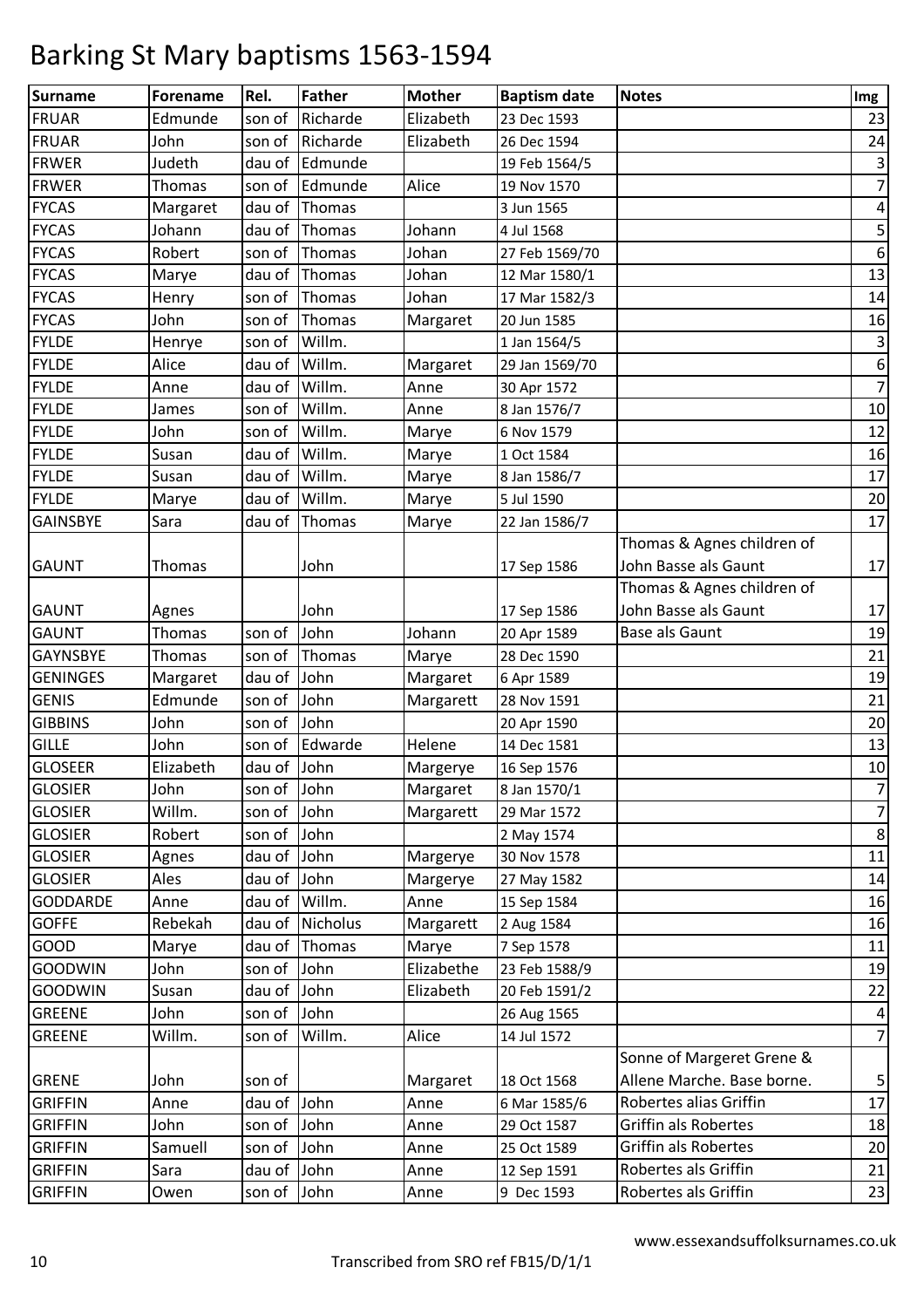# Barking St Mary baptisms 1563-1594

| Surname | Forename | Rel. | Father | Mother | Baptism date | Notes | Img |
|---|---|---|---|---|---|---|---|
| FRUAR | Edmunde | son of | Richarde | Elizabeth | 23 Dec 1593 | | 23 |
| FRUAR | John | son of | Richarde | Elizabeth | 26 Dec 1594 | | 24 |
| FRWER | Judeth | dau of | Edmunde | | 19 Feb 1564/5 | | 3 |
| FRWER | Thomas | son of | Edmunde | Alice | 19 Nov 1570 | | 7 |
| FYCAS | Margaret | dau of | Thomas | | 3 Jun 1565 | | 4 |
| FYCAS | Johann | dau of | Thomas | Johann | 4 Jul 1568 | | 5 |
| FYCAS | Robert | son of | Thomas | Johan | 27 Feb 1569/70 | | 6 |
| FYCAS | Marye | dau of | Thomas | Johan | 12 Mar 1580/1 | | 13 |
| FYCAS | Henry | son of | Thomas | Johan | 17 Mar 1582/3 | | 14 |
| FYCAS | John | son of | Thomas | Margaret | 20 Jun 1585 | | 16 |
| FYLDE | Henrye | son of | Willm. | | 1 Jan 1564/5 | | 3 |
| FYLDE | Alice | dau of | Willm. | Margaret | 29 Jan 1569/70 | | 6 |
| FYLDE | Anne | dau of | Willm. | Anne | 30 Apr 1572 | | 7 |
| FYLDE | James | son of | Willm. | Anne | 8 Jan 1576/7 | | 10 |
| FYLDE | John | son of | Willm. | Marye | 6 Nov 1579 | | 12 |
| FYLDE | Susan | dau of | Willm. | Marye | 1 Oct 1584 | | 16 |
| FYLDE | Susan | dau of | Willm. | Marye | 8 Jan 1586/7 | | 17 |
| FYLDE | Marye | dau of | Willm. | Marye | 5 Jul 1590 | | 20 |
| GAINSBYE | Sara | dau of | Thomas | Marye | 22 Jan 1586/7 | | 17 |
| GAUNT | Thomas | | John | | 17 Sep 1586 | Thomas & Agnes children of John Basse als Gaunt | 17 |
| GAUNT | Agnes | | John | | 17 Sep 1586 | Thomas & Agnes children of John Basse als Gaunt | 17 |
| GAUNT | Thomas | son of | John | Johann | 20 Apr 1589 | Base als Gaunt | 19 |
| GAYNSBYE | Thomas | son of | Thomas | Marye | 28 Dec 1590 | | 21 |
| GENINGES | Margaret | dau of | John | Margaret | 6 Apr 1589 | | 19 |
| GENIS | Edmunde | son of | John | Margarett | 28 Nov 1591 | | 21 |
| GIBBINS | John | son of | John | | 20 Apr 1590 | | 20 |
| GILLE | John | son of | Edwarde | Helene | 14 Dec 1581 | | 13 |
| GLOSEER | Elizabeth | dau of | John | Margerye | 16 Sep 1576 | | 10 |
| GLOSIER | John | son of | John | Margaret | 8 Jan 1570/1 | | 7 |
| GLOSIER | Willm. | son of | John | Margarett | 29 Mar 1572 | | 7 |
| GLOSIER | Robert | son of | John | | 2 May 1574 | | 8 |
| GLOSIER | Agnes | dau of | John | Margerye | 30 Nov 1578 | | 11 |
| GLOSIER | Ales | dau of | John | Margerye | 27 May 1582 | | 14 |
| GODDARDE | Anne | dau of | Willm. | Anne | 15 Sep 1584 | | 16 |
| GOFFE | Rebekah | dau of | Nicholus | Margarett | 2 Aug 1584 | | 16 |
| GOOD | Marye | dau of | Thomas | Marye | 7 Sep 1578 | | 11 |
| GOODWIN | John | son of | John | Elizabethe | 23 Feb 1588/9 | | 19 |
| GOODWIN | Susan | dau of | John | Elizabeth | 20 Feb 1591/2 | | 22 |
| GREENE | John | son of | John | | 26 Aug 1565 | | 4 |
| GREENE | Willm. | son of | Willm. | Alice | 14 Jul 1572 | | 7 |
| GRENE | John | son of | | Margaret | 18 Oct 1568 | Sonne of Margeret Grene & Allene Marche. Base borne. | 5 |
| GRIFFIN | Anne | dau of | John | Anne | 6 Mar 1585/6 | Robertes alias Griffin | 17 |
| GRIFFIN | John | son of | John | Anne | 29 Oct 1587 | Griffin als Robertes | 18 |
| GRIFFIN | Samuell | son of | John | Anne | 25 Oct 1589 | Griffin als Robertes | 20 |
| GRIFFIN | Sara | dau of | John | Anne | 12 Sep 1591 | Robertes als Griffin | 21 |
| GRIFFIN | Owen | son of | John | Anne | 9 Dec 1593 | Robertes als Griffin | 23 |

www.essexandsuffolksurnames.co.uk

Transcribed from SRO ref FB15/D/1/1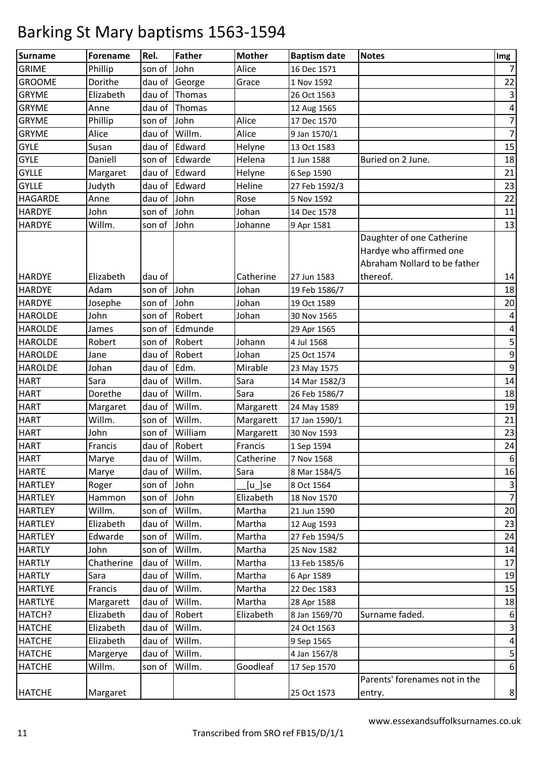# Barking St Mary baptisms 1563-1594

| Surname | Forename | Rel. | Father | Mother | Baptism date | Notes | Img |
|---|---|---|---|---|---|---|---|
| GRIME | Phillip | son of | John | Alice | 16 Dec 1571 | | 7 |
| GROOME | Dorithe | dau of | George | Grace | 1 Nov 1592 | | 22 |
| GRYME | Elizabeth | dau of | Thomas | | 26 Oct 1563 | | 3 |
| GRYME | Anne | dau of | Thomas | | 12 Aug 1565 | | 4 |
| GRYME | Phillip | son of | John | Alice | 17 Dec 1570 | | 7 |
| GRYME | Alice | dau of | Willm. | Alice | 9 Jan 1570/1 | | 7 |
| GYLE | Susan | dau of | Edward | Helyne | 13 Oct 1583 | | 15 |
| GYLE | Daniell | son of | Edwarde | Helena | 1 Jun 1588 | Buried on 2 June. | 18 |
| GYLLE | Margaret | dau of | Edward | Helyne | 6 Sep 1590 | | 21 |
| GYLLE | Judyth | dau of | Edward | Heline | 27 Feb 1592/3 | | 23 |
| HAGARDE | Anne | dau of | John | Rose | 5 Nov 1592 | | 22 |
| HARDYE | John | son of | John | Johan | 14 Dec 1578 | | 11 |
| HARDYE | Willm. | son of | John | Johanne | 9 Apr 1581 | | 13 |
| HARDYE | Elizabeth | dau of | | Catherine | 27 Jun 1583 | Daughter of one Catherine Hardye who affirmed one Abraham Nollard to be father thereof. | 14 |
| HARDYE | Adam | son of | John | Johan | 19 Feb 1586/7 | | 18 |
| HARDYE | Josephe | son of | John | Johan | 19 Oct 1589 | | 20 |
| HAROLDE | John | son of | Robert | Johan | 30 Nov 1565 | | 4 |
| HAROLDE | James | son of | Edmunde | | 29 Apr 1565 | | 4 |
| HAROLDE | Robert | son of | Robert | Johann | 4 Jul 1568 | | 5 |
| HAROLDE | Jane | dau of | Robert | Johan | 25 Oct 1574 | | 9 |
| HAROLDE | Johan | dau of | Edm. | Mirable | 23 May 1575 | | 9 |
| HART | Sara | dau of | Willm. | Sara | 14 Mar 1582/3 | | 14 |
| HART | Dorethe | dau of | Willm. | Sara | 26 Feb 1586/7 | | 18 |
| HART | Margaret | dau of | Willm. | Margarett | 24 May 1589 | | 19 |
| HART | Willm. | son of | Willm. | Margarett | 17 Jan 1590/1 | | 21 |
| HART | John | son of | William | Margarett | 30 Nov 1593 | | 23 |
| HART | Francis | dau of | Robert | Francis | 1 Sep 1594 | | 24 |
| HART | Marye | dau of | Willm. | Catherine | 7 Nov 1568 | | 6 |
| HARTE | Marye | dau of | Willm. | Sara | 8 Mar 1584/5 | | 16 |
| HARTLEY | Roger | son of | John | __[u_]se | 8 Oct 1564 | | 3 |
| HARTLEY | Hammon | son of | John | Elizabeth | 18 Nov 1570 | | 7 |
| HARTLEY | Willm. | son of | Willm. | Martha | 21 Jun 1590 | | 20 |
| HARTLEY | Elizabeth | dau of | Willm. | Martha | 12 Aug 1593 | | 23 |
| HARTLEY | Edwarde | son of | Willm. | Martha | 27 Feb 1594/5 | | 24 |
| HARTLY | John | son of | Willm. | Martha | 25 Nov 1582 | | 14 |
| HARTLY | Chatherine | dau of | Willm. | Martha | 13 Feb 1585/6 | | 17 |
| HARTLY | Sara | dau of | Willm. | Martha | 6 Apr 1589 | | 19 |
| HARTLYE | Francis | dau of | Willm. | Martha | 22 Dec 1583 | | 15 |
| HARTLYE | Margarett | dau of | Willm. | Martha | 28 Apr 1588 | | 18 |
| HATCH? | Elizabeth | dau of | Robert | Elizabeth | 8 Jan 1569/70 | Surname faded. | 6 |
| HATCHE | Elizabeth | dau of | Willm. | | 24 Oct 1563 | | 3 |
| HATCHE | Elizabeth | dau of | Willm. | | 9 Sep 1565 | | 4 |
| HATCHE | Margerye | dau of | Willm. | | 4 Jan 1567/8 | | 5 |
| HATCHE | Willm. | son of | Willm. | Goodleaf | 17 Sep 1570 | | 6 |
| HATCHE | Margaret | | | | 25 Oct 1573 | Parents' forenames not in the entry. | 8 |

www.essexandsuffolksurnames.co.uk

Transcribed from SRO ref FB15/D/1/1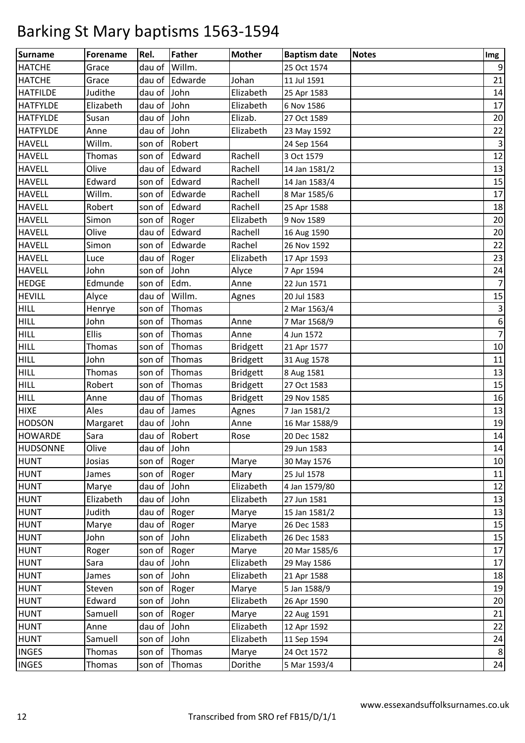# Barking St Mary baptisms 1563-1594

| Surname | Forename | Rel. | Father | Mother | Baptism date | Notes | Img |
|---|---|---|---|---|---|---|---|
| HATCHE | Grace | dau of | Willm. | | 25 Oct 1574 | | 9 |
| HATCHE | Grace | dau of | Edwarde | Johan | 11 Jul 1591 | | 21 |
| HATFILDE | Judithe | dau of | John | Elizabeth | 25 Apr 1583 | | 14 |
| HATFYLDE | Elizabeth | dau of | John | Elizabeth | 6 Nov 1586 | | 17 |
| HATFYLDE | Susan | dau of | John | Elizab. | 27 Oct 1589 | | 20 |
| HATFYLDE | Anne | dau of | John | Elizabeth | 23 May 1592 | | 22 |
| HAVELL | Willm. | son of | Robert | | 24 Sep 1564 | | 3 |
| HAVELL | Thomas | son of | Edward | Rachell | 3 Oct 1579 | | 12 |
| HAVELL | Olive | dau of | Edward | Rachell | 14 Jan 1581/2 | | 13 |
| HAVELL | Edward | son of | Edward | Rachell | 14 Jan 1583/4 | | 15 |
| HAVELL | Willm. | son of | Edwarde | Rachell | 8 Mar 1585/6 | | 17 |
| HAVELL | Robert | son of | Edward | Rachell | 25 Apr 1588 | | 18 |
| HAVELL | Simon | son of | Roger | Elizabeth | 9 Nov 1589 | | 20 |
| HAVELL | Olive | dau of | Edward | Rachell | 16 Aug 1590 | | 20 |
| HAVELL | Simon | son of | Edwarde | Rachel | 26 Nov 1592 | | 22 |
| HAVELL | Luce | dau of | Roger | Elizabeth | 17 Apr 1593 | | 23 |
| HAVELL | John | son of | John | Alyce | 7 Apr 1594 | | 24 |
| HEDGE | Edmunde | son of | Edm. | Anne | 22 Jun 1571 | | 7 |
| HEVILL | Alyce | dau of | Willm. | Agnes | 20 Jul 1583 | | 15 |
| HILL | Henrye | son of | Thomas | | 2 Mar 1563/4 | | 3 |
| HILL | John | son of | Thomas | Anne | 7 Mar 1568/9 | | 6 |
| HILL | Ellis | son of | Thomas | Anne | 4 Jun 1572 | | 7 |
| HILL | Thomas | son of | Thomas | Bridgett | 21 Apr 1577 | | 10 |
| HILL | John | son of | Thomas | Bridgett | 31 Aug 1578 | | 11 |
| HILL | Thomas | son of | Thomas | Bridgett | 8 Aug 1581 | | 13 |
| HILL | Robert | son of | Thomas | Bridgett | 27 Oct 1583 | | 15 |
| HILL | Anne | dau of | Thomas | Bridgett | 29 Nov 1585 | | 16 |
| HIXE | Ales | dau of | James | Agnes | 7 Jan 1581/2 | | 13 |
| HODSON | Margaret | dau of | John | Anne | 16 Mar 1588/9 | | 19 |
| HOWARDE | Sara | dau of | Robert | Rose | 20 Dec 1582 | | 14 |
| HUDSONNE | Olive | dau of | John | | 29 Jun 1583 | | 14 |
| HUNT | Josias | son of | Roger | Marye | 30 May 1576 | | 10 |
| HUNT | James | son of | Roger | Mary | 25 Jul 1578 | | 11 |
| HUNT | Marye | dau of | John | Elizabeth | 4 Jan 1579/80 | | 12 |
| HUNT | Elizabeth | dau of | John | Elizabeth | 27 Jun 1581 | | 13 |
| HUNT | Judith | dau of | Roger | Marye | 15 Jan 1581/2 | | 13 |
| HUNT | Marye | dau of | Roger | Marye | 26 Dec 1583 | | 15 |
| HUNT | John | son of | John | Elizabeth | 26 Dec 1583 | | 15 |
| HUNT | Roger | son of | Roger | Marye | 20 Mar 1585/6 | | 17 |
| HUNT | Sara | dau of | John | Elizabeth | 29 May 1586 | | 17 |
| HUNT | James | son of | John | Elizabeth | 21 Apr 1588 | | 18 |
| HUNT | Steven | son of | Roger | Marye | 5 Jan 1588/9 | | 19 |
| HUNT | Edward | son of | John | Elizabeth | 26 Apr 1590 | | 20 |
| HUNT | Samuell | son of | Roger | Marye | 22 Aug 1591 | | 21 |
| HUNT | Anne | dau of | John | Elizabeth | 12 Apr 1592 | | 22 |
| HUNT | Samuell | son of | John | Elizabeth | 11 Sep 1594 | | 24 |
| INGES | Thomas | son of | Thomas | Marye | 24 Oct 1572 | | 8 |
| INGES | Thomas | son of | Thomas | Dorithe | 5 Mar 1593/4 | | 24 |

www.essexandsuffolksurnames.co.uk

Transcribed from SRO ref FB15/D/1/1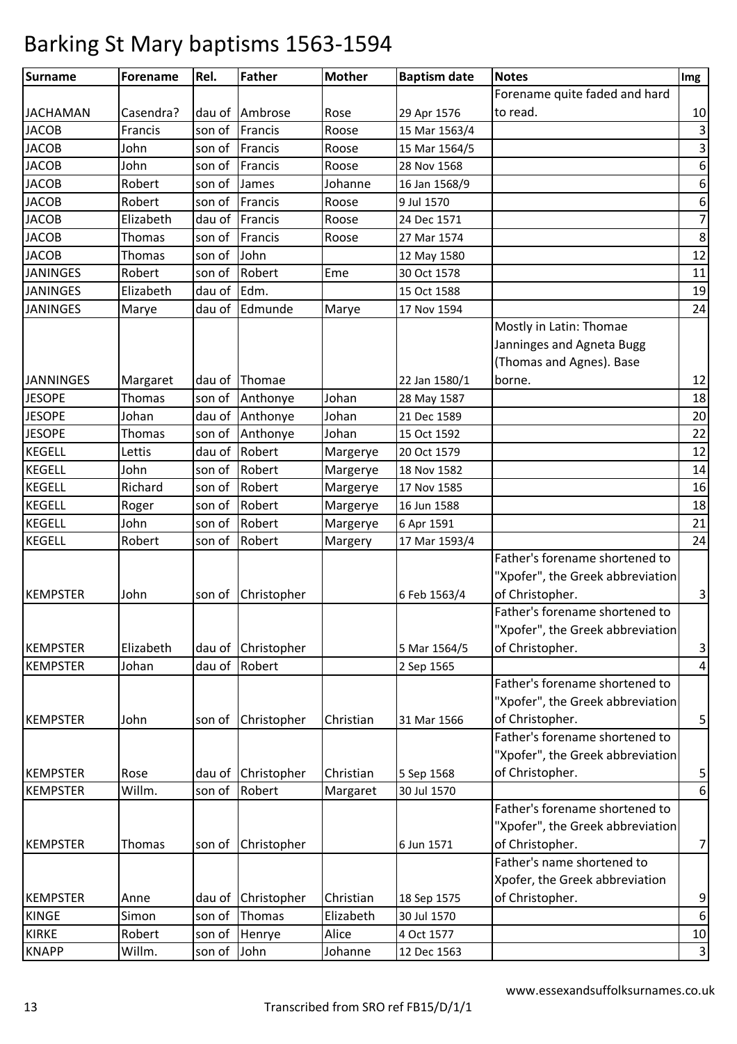# Barking St Mary baptisms 1563-1594

| Surname | Forename | Rel. | Father | Mother | Baptism date | Notes | Img |
|---|---|---|---|---|---|---|---|
| JACHAMAN | Casendra? | dau of | Ambrose | Rose | 29 Apr 1576 | Forename quite faded and hard to read. | 10 |
| JACOB | Francis | son of | Francis | Roose | 15 Mar 1563/4 | | 3 |
| JACOB | John | son of | Francis | Roose | 15 Mar 1564/5 | | 3 |
| JACOB | John | son of | Francis | Roose | 28 Nov 1568 | | 6 |
| JACOB | Robert | son of | James | Johanne | 16 Jan 1568/9 | | 6 |
| JACOB | Robert | son of | Francis | Roose | 9 Jul 1570 | | 6 |
| JACOB | Elizabeth | dau of | Francis | Roose | 24 Dec 1571 | | 7 |
| JACOB | Thomas | son of | Francis | Roose | 27 Mar 1574 | | 8 |
| JACOB | Thomas | son of | John | | 12 May 1580 | | 12 |
| JANINGES | Robert | son of | Robert | Eme | 30 Oct 1578 | | 11 |
| JANINGES | Elizabeth | dau of | Edm. | | 15 Oct 1588 | | 19 |
| JANINGES | Marye | dau of | Edmunde | Marye | 17 Nov 1594 | | 24 |
| JANNINGES | Margaret | dau of | Thomae | | 22 Jan 1580/1 | Mostly in Latin: Thomae Janninges and Agneta Bugg (Thomas and Agnes). Base borne. | 12 |
| JESOPE | Thomas | son of | Anthonye | Johan | 28 May 1587 | | 18 |
| JESOPE | Johan | dau of | Anthonye | Johan | 21 Dec 1589 | | 20 |
| JESOPE | Thomas | son of | Anthonye | Johan | 15 Oct 1592 | | 22 |
| KEGELL | Lettis | dau of | Robert | Margerye | 20 Oct 1579 | | 12 |
| KEGELL | John | son of | Robert | Margerye | 18 Nov 1582 | | 14 |
| KEGELL | Richard | son of | Robert | Margerye | 17 Nov 1585 | | 16 |
| KEGELL | Roger | son of | Robert | Margerye | 16 Jun 1588 | | 18 |
| KEGELL | John | son of | Robert | Margerye | 6 Apr 1591 | | 21 |
| KEGELL | Robert | son of | Robert | Margery | 17 Mar 1593/4 | | 24 |
| KEMPSTER | John | son of | Christopher | | 6 Feb 1563/4 | Father's forename shortened to "Xpofer", the Greek abbreviation of Christopher. | 3 |
| KEMPSTER | Elizabeth | dau of | Christopher | | 5 Mar 1564/5 | Father's forename shortened to "Xpofer", the Greek abbreviation of Christopher. | 3 |
| KEMPSTER | Johan | dau of | Robert | | 2 Sep 1565 | | 4 |
| KEMPSTER | John | son of | Christopher | Christian | 31 Mar 1566 | Father's forename shortened to "Xpofer", the Greek abbreviation of Christopher. | 5 |
| KEMPSTER | Rose | dau of | Christopher | Christian | 5 Sep 1568 | Father's forename shortened to "Xpofer", the Greek abbreviation of Christopher. | 5 |
| KEMPSTER | Willm. | son of | Robert | Margaret | 30 Jul 1570 | | 6 |
| KEMPSTER | Thomas | son of | Christopher | | 6 Jun 1571 | Father's forename shortened to "Xpofer", the Greek abbreviation of Christopher. | 7 |
| KEMPSTER | Anne | dau of | Christopher | Christian | 18 Sep 1575 | Father's name shortened to Xpofer, the Greek abbreviation of Christopher. | 9 |
| KINGE | Simon | son of | Thomas | Elizabeth | 30 Jul 1570 | | 6 |
| KIRKE | Robert | son of | Henrye | Alice | 4 Oct 1577 | | 10 |
| KNAPP | Willm. | son of | John | Johanne | 12 Dec 1563 | | 3 |

www.essexandsuffolksurnames.co.uk

Transcribed from SRO ref FB15/D/1/1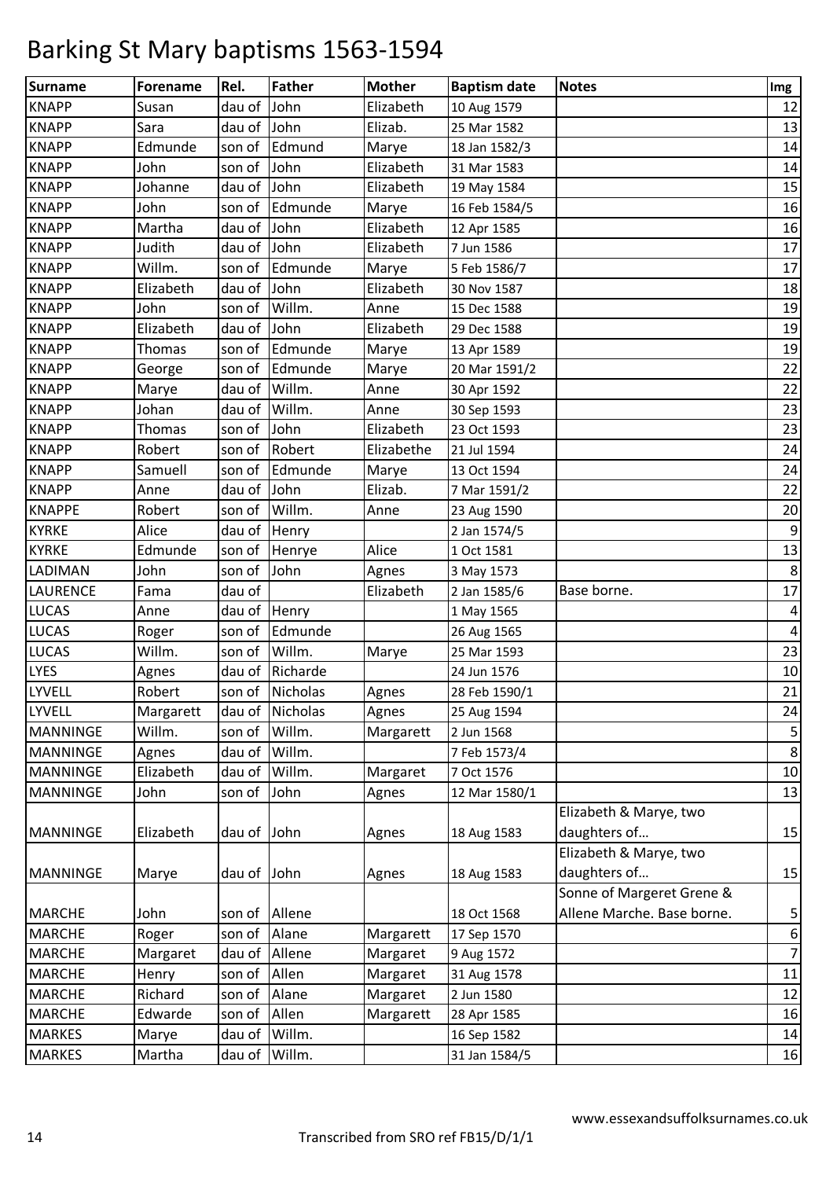# Barking St Mary baptisms 1563-1594

| Surname | Forename | Rel. | Father | Mother | Baptism date | Notes | Img |
|---|---|---|---|---|---|---|---|
| KNAPP | Susan | dau of | John | Elizabeth | 10 Aug 1579 | | 12 |
| KNAPP | Sara | dau of | John | Elizab. | 25 Mar 1582 | | 13 |
| KNAPP | Edmunde | son of | Edmund | Marye | 18 Jan 1582/3 | | 14 |
| KNAPP | John | son of | John | Elizabeth | 31 Mar 1583 | | 14 |
| KNAPP | Johanne | dau of | John | Elizabeth | 19 May 1584 | | 15 |
| KNAPP | John | son of | Edmunde | Marye | 16 Feb 1584/5 | | 16 |
| KNAPP | Martha | dau of | John | Elizabeth | 12 Apr 1585 | | 16 |
| KNAPP | Judith | dau of | John | Elizabeth | 7 Jun 1586 | | 17 |
| KNAPP | Willm. | son of | Edmunde | Marye | 5 Feb 1586/7 | | 17 |
| KNAPP | Elizabeth | dau of | John | Elizabeth | 30 Nov 1587 | | 18 |
| KNAPP | John | son of | Willm. | Anne | 15 Dec 1588 | | 19 |
| KNAPP | Elizabeth | dau of | John | Elizabeth | 29 Dec 1588 | | 19 |
| KNAPP | Thomas | son of | Edmunde | Marye | 13 Apr 1589 | | 19 |
| KNAPP | George | son of | Edmunde | Marye | 20 Mar 1591/2 | | 22 |
| KNAPP | Marye | dau of | Willm. | Anne | 30 Apr 1592 | | 22 |
| KNAPP | Johan | dau of | Willm. | Anne | 30 Sep 1593 | | 23 |
| KNAPP | Thomas | son of | John | Elizabeth | 23 Oct 1593 | | 23 |
| KNAPP | Robert | son of | Robert | Elizabethe | 21 Jul 1594 | | 24 |
| KNAPP | Samuell | son of | Edmunde | Marye | 13 Oct 1594 | | 24 |
| KNAPP | Anne | dau of | John | Elizab. | 7 Mar 1591/2 | | 22 |
| KNAPPE | Robert | son of | Willm. | Anne | 23 Aug 1590 | | 20 |
| KYRKE | Alice | dau of | Henry | | 2 Jan 1574/5 | | 9 |
| KYRKE | Edmunde | son of | Henrye | Alice | 1 Oct 1581 | | 13 |
| LADIMAN | John | son of | John | Agnes | 3 May 1573 | | 8 |
| LAURENCE | Fama | dau of | | Elizabeth | 2 Jan 1585/6 | Base borne. | 17 |
| LUCAS | Anne | dau of | Henry | | 1 May 1565 | | 4 |
| LUCAS | Roger | son of | Edmunde | | 26 Aug 1565 | | 4 |
| LUCAS | Willm. | son of | Willm. | Marye | 25 Mar 1593 | | 23 |
| LYES | Agnes | dau of | Richarde | | 24 Jun 1576 | | 10 |
| LYVELL | Robert | son of | Nicholas | Agnes | 28 Feb 1590/1 | | 21 |
| LYVELL | Margarett | dau of | Nicholas | Agnes | 25 Aug 1594 | | 24 |
| MANNINGE | Willm. | son of | Willm. | Margarett | 2 Jun 1568 | | 5 |
| MANNINGE | Agnes | dau of | Willm. | | 7 Feb 1573/4 | | 8 |
| MANNINGE | Elizabeth | dau of | Willm. | Margaret | 7 Oct 1576 | | 10 |
| MANNINGE | John | son of | John | Agnes | 12 Mar 1580/1 | | 13 |
| MANNINGE | Elizabeth | dau of | John | Agnes | 18 Aug 1583 | Elizabeth & Marye, two daughters of… | 15 |
| MANNINGE | Marye | dau of | John | Agnes | 18 Aug 1583 | Elizabeth & Marye, two daughters of… | 15 |
| MARCHE | John | son of | Allene | | 18 Oct 1568 | Sonne of Margeret Grene & Allene Marche. Base borne. | 5 |
| MARCHE | Roger | son of | Alane | Margarett | 17 Sep 1570 | | 6 |
| MARCHE | Margaret | dau of | Allene | Margaret | 9 Aug 1572 | | 7 |
| MARCHE | Henry | son of | Allen | Margaret | 31 Aug 1578 | | 11 |
| MARCHE | Richard | son of | Alane | Margaret | 2 Jun 1580 | | 12 |
| MARCHE | Edwarde | son of | Allen | Margarett | 28 Apr 1585 | | 16 |
| MARKES | Marye | dau of | Willm. | | 16 Sep 1582 | | 14 |
| MARKES | Martha | dau of | Willm. | | 31 Jan 1584/5 | | 16 |

Transcribed from SRO ref FB15/D/1/1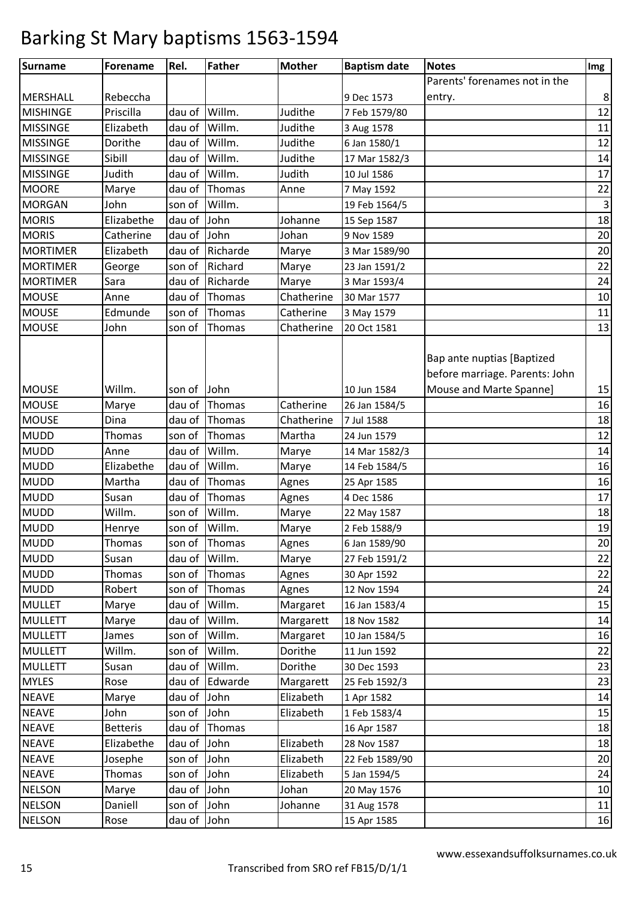# Barking St Mary baptisms 1563-1594

| Surname | Forename | Rel. | Father | Mother | Baptism date | Notes | Img |
|---|---|---|---|---|---|---|---|
| MERSHALL | Rebeccha | | | | 9 Dec 1573 | Parents' forenames not in the entry. | 8 |
| MISHINGE | Priscilla | dau of | Willm. | Judithe | 7 Feb 1579/80 | | 12 |
| MISSINGE | Elizabeth | dau of | Willm. | Judithe | 3 Aug 1578 | | 11 |
| MISSINGE | Dorithe | dau of | Willm. | Judithe | 6 Jan 1580/1 | | 12 |
| MISSINGE | Sibill | dau of | Willm. | Judithe | 17 Mar 1582/3 | | 14 |
| MISSINGE | Judith | dau of | Willm. | Judith | 10 Jul 1586 | | 17 |
| MOORE | Marye | dau of | Thomas | Anne | 7 May 1592 | | 22 |
| MORGAN | John | son of | Willm. | | 19 Feb 1564/5 | | 3 |
| MORIS | Elizabethe | dau of | John | Johanne | 15 Sep 1587 | | 18 |
| MORIS | Catherine | dau of | John | Johan | 9 Nov 1589 | | 20 |
| MORTIMER | Elizabeth | dau of | Richarde | Marye | 3 Mar 1589/90 | | 20 |
| MORTIMER | George | son of | Richard | Marye | 23 Jan 1591/2 | | 22 |
| MORTIMER | Sara | dau of | Richarde | Marye | 3 Mar 1593/4 | | 24 |
| MOUSE | Anne | dau of | Thomas | Chatherine | 30 Mar 1577 | | 10 |
| MOUSE | Edmunde | son of | Thomas | Catherine | 3 May 1579 | | 11 |
| MOUSE | John | son of | Thomas | Chatherine | 20 Oct 1581 | | 13 |
| MOUSE | Willm. | son of | John | | 10 Jun 1584 | Bap ante nuptias [Baptized before marriage. Parents: John Mouse and Marte Spanne] | 15 |
| MOUSE | Marye | dau of | Thomas | Catherine | 26 Jan 1584/5 | | 16 |
| MOUSE | Dina | dau of | Thomas | Chatherine | 7 Jul 1588 | | 18 |
| MUDD | Thomas | son of | Thomas | Martha | 24 Jun 1579 | | 12 |
| MUDD | Anne | dau of | Willm. | Marye | 14 Mar 1582/3 | | 14 |
| MUDD | Elizabethe | dau of | Willm. | Marye | 14 Feb 1584/5 | | 16 |
| MUDD | Martha | dau of | Thomas | Agnes | 25 Apr 1585 | | 16 |
| MUDD | Susan | dau of | Thomas | Agnes | 4 Dec 1586 | | 17 |
| MUDD | Willm. | son of | Willm. | Marye | 22 May 1587 | | 18 |
| MUDD | Henrye | son of | Willm. | Marye | 2 Feb 1588/9 | | 19 |
| MUDD | Thomas | son of | Thomas | Agnes | 6 Jan 1589/90 | | 20 |
| MUDD | Susan | dau of | Willm. | Marye | 27 Feb 1591/2 | | 22 |
| MUDD | Thomas | son of | Thomas | Agnes | 30 Apr 1592 | | 22 |
| MUDD | Robert | son of | Thomas | Agnes | 12 Nov 1594 | | 24 |
| MULLET | Marye | dau of | Willm. | Margaret | 16 Jan 1583/4 | | 15 |
| MULLETT | Marye | dau of | Willm. | Margarett | 18 Nov 1582 | | 14 |
| MULLETT | James | son of | Willm. | Margaret | 10 Jan 1584/5 | | 16 |
| MULLETT | Willm. | son of | Willm. | Dorithe | 11 Jun 1592 | | 22 |
| MULLETT | Susan | dau of | Willm. | Dorithe | 30 Dec 1593 | | 23 |
| MYLES | Rose | dau of | Edwarde | Margarett | 25 Feb 1592/3 | | 23 |
| NEAVE | Marye | dau of | John | Elizabeth | 1 Apr 1582 | | 14 |
| NEAVE | John | son of | John | Elizabeth | 1 Feb 1583/4 | | 15 |
| NEAVE | Betteris | dau of | Thomas | | 16 Apr 1587 | | 18 |
| NEAVE | Elizabethe | dau of | John | Elizabeth | 28 Nov 1587 | | 18 |
| NEAVE | Josephe | son of | John | Elizabeth | 22 Feb 1589/90 | | 20 |
| NEAVE | Thomas | son of | John | Elizabeth | 5 Jan 1594/5 | | 24 |
| NELSON | Marye | dau of | John | Johan | 20 May 1576 | | 10 |
| NELSON | Daniell | son of | John | Johanne | 31 Aug 1578 | | 11 |
| NELSON | Rose | dau of | John | | 15 Apr 1585 | | 16 |

www.essexandsuffolksurnames.co.uk

Transcribed from SRO ref FB15/D/1/1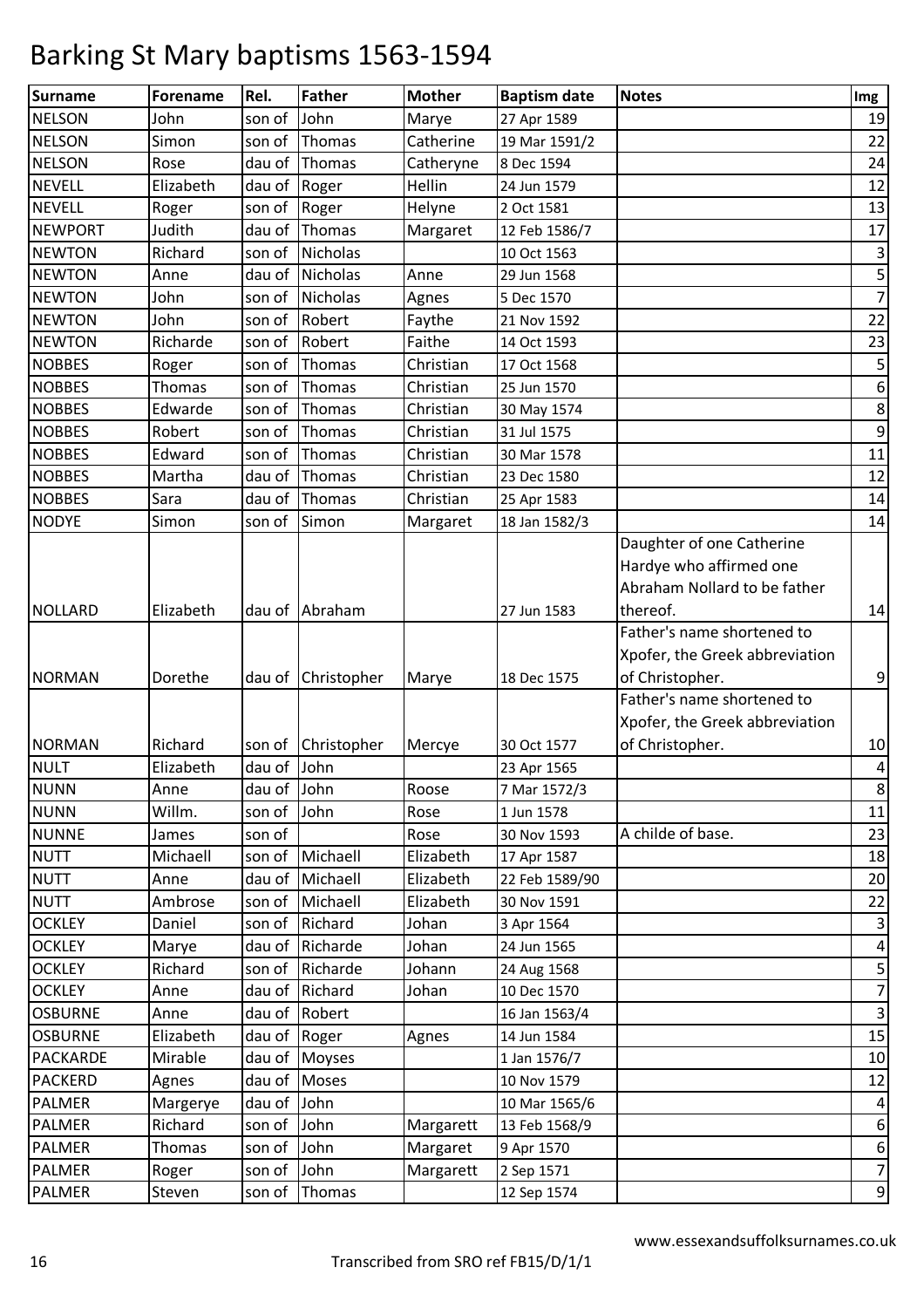# Barking St Mary baptisms 1563-1594

| Surname | Forename | Rel. | Father | Mother | Baptism date | Notes | Img |
|---|---|---|---|---|---|---|---|
| NELSON | John | son of | John | Marye | 27 Apr 1589 | | 19 |
| NELSON | Simon | son of | Thomas | Catherine | 19 Mar 1591/2 | | 22 |
| NELSON | Rose | dau of | Thomas | Catheryne | 8 Dec 1594 | | 24 |
| NEVELL | Elizabeth | dau of | Roger | Hellin | 24 Jun 1579 | | 12 |
| NEVELL | Roger | son of | Roger | Helyne | 2 Oct 1581 | | 13 |
| NEWPORT | Judith | dau of | Thomas | Margaret | 12 Feb 1586/7 | | 17 |
| NEWTON | Richard | son of | Nicholas | | 10 Oct 1563 | | 3 |
| NEWTON | Anne | dau of | Nicholas | Anne | 29 Jun 1568 | | 5 |
| NEWTON | John | son of | Nicholas | Agnes | 5 Dec 1570 | | 7 |
| NEWTON | John | son of | Robert | Faythe | 21 Nov 1592 | | 22 |
| NEWTON | Richarde | son of | Robert | Faithe | 14 Oct 1593 | | 23 |
| NOBBES | Roger | son of | Thomas | Christian | 17 Oct 1568 | | 5 |
| NOBBES | Thomas | son of | Thomas | Christian | 25 Jun 1570 | | 6 |
| NOBBES | Edwarde | son of | Thomas | Christian | 30 May 1574 | | 8 |
| NOBBES | Robert | son of | Thomas | Christian | 31 Jul 1575 | | 9 |
| NOBBES | Edward | son of | Thomas | Christian | 30 Mar 1578 | | 11 |
| NOBBES | Martha | dau of | Thomas | Christian | 23 Dec 1580 | | 12 |
| NOBBES | Sara | dau of | Thomas | Christian | 25 Apr 1583 | | 14 |
| NODYE | Simon | son of | Simon | Margaret | 18 Jan 1582/3 | | 14 |
| NOLLARD | Elizabeth | dau of | Abraham | | 27 Jun 1583 | Daughter of one Catherine Hardye who affirmed one Abraham Nollard to be father thereof. | 14 |
| NORMAN | Dorethe | dau of | Christopher | Marye | 18 Dec 1575 | Father's name shortened to Xpofer, the Greek abbreviation of Christopher. | 9 |
| NORMAN | Richard | son of | Christopher | Mercye | 30 Oct 1577 | Father's name shortened to Xpofer, the Greek abbreviation of Christopher. | 10 |
| NULT | Elizabeth | dau of | John | | 23 Apr 1565 | | 4 |
| NUNN | Anne | dau of | John | Roose | 7 Mar 1572/3 | | 8 |
| NUNN | Willm. | son of | John | Rose | 1 Jun 1578 | | 11 |
| NUNNE | James | son of | | Rose | 30 Nov 1593 | A childe of base. | 23 |
| NUTT | Michaell | son of | Michaell | Elizabeth | 17 Apr 1587 | | 18 |
| NUTT | Anne | dau of | Michaell | Elizabeth | 22 Feb 1589/90 | | 20 |
| NUTT | Ambrose | son of | Michaell | Elizabeth | 30 Nov 1591 | | 22 |
| OCKLEY | Daniel | son of | Richard | Johan | 3 Apr 1564 | | 3 |
| OCKLEY | Marye | dau of | Richarde | Johan | 24 Jun 1565 | | 4 |
| OCKLEY | Richard | son of | Richarde | Johann | 24 Aug 1568 | | 5 |
| OCKLEY | Anne | dau of | Richard | Johan | 10 Dec 1570 | | 7 |
| OSBURNE | Anne | dau of | Robert | | 16 Jan 1563/4 | | 3 |
| OSBURNE | Elizabeth | dau of | Roger | Agnes | 14 Jun 1584 | | 15 |
| PACKARDE | Mirable | dau of | Moyses | | 1 Jan 1576/7 | | 10 |
| PACKERD | Agnes | dau of | Moses | | 10 Nov 1579 | | 12 |
| PALMER | Margerye | dau of | John | | 10 Mar 1565/6 | | 4 |
| PALMER | Richard | son of | John | Margarett | 13 Feb 1568/9 | | 6 |
| PALMER | Thomas | son of | John | Margaret | 9 Apr 1570 | | 6 |
| PALMER | Roger | son of | John | Margarett | 2 Sep 1571 | | 7 |
| PALMER | Steven | son of | Thomas | | 12 Sep 1574 | | 9 |

www.essexandsuffolksurnames.co.uk

Transcribed from SRO ref FB15/D/1/1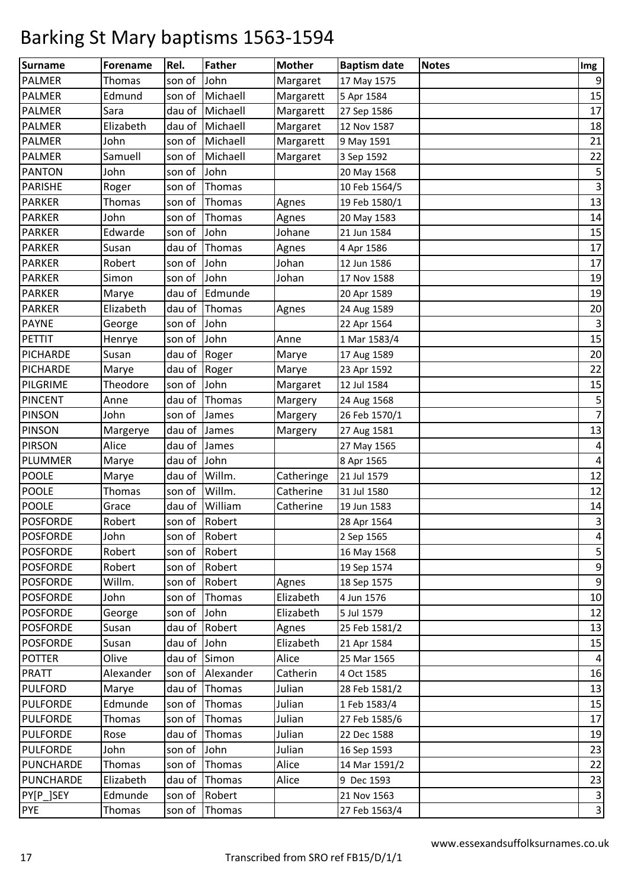# Barking St Mary baptisms 1563-1594

| Surname | Forename | Rel. | Father | Mother | Baptism date | Notes | Img |
|---|---|---|---|---|---|---|---|
| PALMER | Thomas | son of | John | Margaret | 17 May 1575 | | 9 |
| PALMER | Edmund | son of | Michaell | Margarett | 5 Apr 1584 | | 15 |
| PALMER | Sara | dau of | Michaell | Margarett | 27 Sep 1586 | | 17 |
| PALMER | Elizabeth | dau of | Michaell | Margaret | 12 Nov 1587 | | 18 |
| PALMER | John | son of | Michaell | Margarett | 9 May 1591 | | 21 |
| PALMER | Samuell | son of | Michaell | Margaret | 3 Sep 1592 | | 22 |
| PANTON | John | son of | John | | 20 May 1568 | | 5 |
| PARISHE | Roger | son of | Thomas | | 10 Feb 1564/5 | | 3 |
| PARKER | Thomas | son of | Thomas | Agnes | 19 Feb 1580/1 | | 13 |
| PARKER | John | son of | Thomas | Agnes | 20 May 1583 | | 14 |
| PARKER | Edwarde | son of | John | Johane | 21 Jun 1584 | | 15 |
| PARKER | Susan | dau of | Thomas | Agnes | 4 Apr 1586 | | 17 |
| PARKER | Robert | son of | John | Johan | 12 Jun 1586 | | 17 |
| PARKER | Simon | son of | John | Johan | 17 Nov 1588 | | 19 |
| PARKER | Marye | dau of | Edmunde | | 20 Apr 1589 | | 19 |
| PARKER | Elizabeth | dau of | Thomas | Agnes | 24 Aug 1589 | | 20 |
| PAYNE | George | son of | John | | 22 Apr 1564 | | 3 |
| PETTIT | Henrye | son of | John | Anne | 1 Mar 1583/4 | | 15 |
| PICHARDE | Susan | dau of | Roger | Marye | 17 Aug 1589 | | 20 |
| PICHARDE | Marye | dau of | Roger | Marye | 23 Apr 1592 | | 22 |
| PILGRIME | Theodore | son of | John | Margaret | 12 Jul 1584 | | 15 |
| PINCENT | Anne | dau of | Thomas | Margery | 24 Aug 1568 | | 5 |
| PINSON | John | son of | James | Margery | 26 Feb 1570/1 | | 7 |
| PINSON | Margerye | dau of | James | Margery | 27 Aug 1581 | | 13 |
| PIRSON | Alice | dau of | James | | 27 May 1565 | | 4 |
| PLUMMER | Marye | dau of | John | | 8 Apr 1565 | | 4 |
| POOLE | Marye | dau of | Willm. | Catheringe | 21 Jul 1579 | | 12 |
| POOLE | Thomas | son of | Willm. | Catherine | 31 Jul 1580 | | 12 |
| POOLE | Grace | dau of | William | Catherine | 19 Jun 1583 | | 14 |
| POSFORDE | Robert | son of | Robert | | 28 Apr 1564 | | 3 |
| POSFORDE | John | son of | Robert | | 2 Sep 1565 | | 4 |
| POSFORDE | Robert | son of | Robert | | 16 May 1568 | | 5 |
| POSFORDE | Robert | son of | Robert | | 19 Sep 1574 | | 9 |
| POSFORDE | Willm. | son of | Robert | Agnes | 18 Sep 1575 | | 9 |
| POSFORDE | John | son of | Thomas | Elizabeth | 4 Jun 1576 | | 10 |
| POSFORDE | George | son of | John | Elizabeth | 5 Jul 1579 | | 12 |
| POSFORDE | Susan | dau of | Robert | Agnes | 25 Feb 1581/2 | | 13 |
| POSFORDE | Susan | dau of | John | Elizabeth | 21 Apr 1584 | | 15 |
| POTTER | Olive | dau of | Simon | Alice | 25 Mar 1565 | | 4 |
| PRATT | Alexander | son of | Alexander | Catherin | 4 Oct 1585 | | 16 |
| PULFORD | Marye | dau of | Thomas | Julian | 28 Feb 1581/2 | | 13 |
| PULFORDE | Edmunde | son of | Thomas | Julian | 1 Feb 1583/4 | | 15 |
| PULFORDE | Thomas | son of | Thomas | Julian | 27 Feb 1585/6 | | 17 |
| PULFORDE | Rose | dau of | Thomas | Julian | 22 Dec 1588 | | 19 |
| PULFORDE | John | son of | John | Julian | 16 Sep 1593 | | 23 |
| PUNCHARDE | Thomas | son of | Thomas | Alice | 14 Mar 1591/2 | | 22 |
| PUNCHARDE | Elizabeth | dau of | Thomas | Alice | 9 Dec 1593 | | 23 |
| PY[P_]SEY | Edmunde | son of | Robert | | 21 Nov 1563 | | 3 |
| PYE | Thomas | son of | Thomas | | 27 Feb 1563/4 | | 3 |

www.essexandsuffolksurnames.co.uk

Transcribed from SRO ref FB15/D/1/1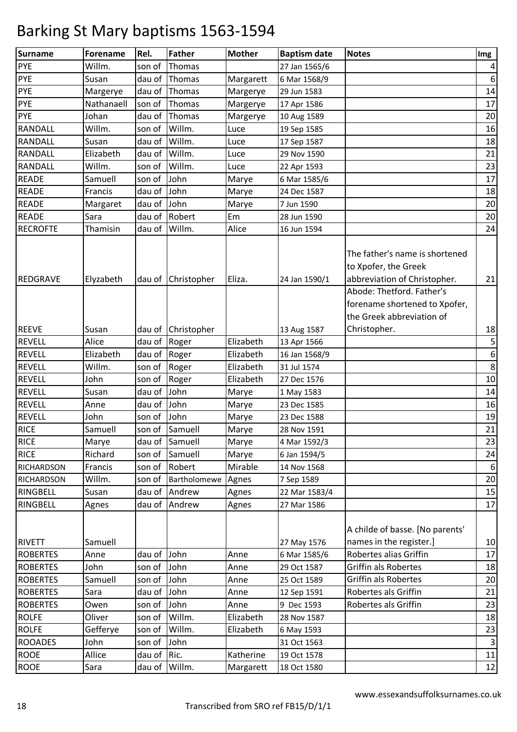# Barking St Mary baptisms 1563-1594

| Surname | Forename | Rel. | Father | Mother | Baptism date | Notes | Img |
|---|---|---|---|---|---|---|---|
| PYE | Willm. | son of | Thomas | | 27 Jan 1565/6 | | 4 |
| PYE | Susan | dau of | Thomas | Margarett | 6 Mar 1568/9 | | 6 |
| PYE | Margerye | dau of | Thomas | Margerye | 29 Jun 1583 | | 14 |
| PYE | Nathanaell | son of | Thomas | Margerye | 17 Apr 1586 | | 17 |
| PYE | Johan | dau of | Thomas | Margerye | 10 Aug 1589 | | 20 |
| RANDALL | Willm. | son of | Willm. | Luce | 19 Sep 1585 | | 16 |
| RANDALL | Susan | dau of | Willm. | Luce | 17 Sep 1587 | | 18 |
| RANDALL | Elizabeth | dau of | Willm. | Luce | 29 Nov 1590 | | 21 |
| RANDALL | Willm. | son of | Willm. | Luce | 22 Apr 1593 | | 23 |
| READE | Samuell | son of | John | Marye | 6 Mar 1585/6 | | 17 |
| READE | Francis | dau of | John | Marye | 24 Dec 1587 | | 18 |
| READE | Margaret | dau of | John | Marye | 7 Jun 1590 | | 20 |
| READE | Sara | dau of | Robert | Em | 28 Jun 1590 | | 20 |
| RECROFTE | Thamisin | dau of | Willm. | Alice | 16 Jun 1594 | | 24 |
| REDGRAVE | Elyzabeth | dau of | Christopher | Eliza. | 24 Jan 1590/1 | The father's name is shortened to Xpofer, the Greek abbreviation of Christopher. | 21 |
| REEVE | Susan | dau of | Christopher | | 13 Aug 1587 | Abode: Thetford. Father's forename shortened to Xpofer, the Greek abbreviation of Christopher. | 18 |
| REVELL | Alice | dau of | Roger | Elizabeth | 13 Apr 1566 | | 5 |
| REVELL | Elizabeth | dau of | Roger | Elizabeth | 16 Jan 1568/9 | | 6 |
| REVELL | Willm. | son of | Roger | Elizabeth | 31 Jul 1574 | | 8 |
| REVELL | John | son of | Roger | Elizabeth | 27 Dec 1576 | | 10 |
| REVELL | Susan | dau of | John | Marye | 1 May 1583 | | 14 |
| REVELL | Anne | dau of | John | Marye | 23 Dec 1585 | | 16 |
| REVELL | John | son of | John | Marye | 23 Dec 1588 | | 19 |
| RICE | Samuell | son of | Samuell | Marye | 28 Nov 1591 | | 21 |
| RICE | Marye | dau of | Samuell | Marye | 4 Mar 1592/3 | | 23 |
| RICE | Richard | son of | Samuell | Marye | 6 Jan 1594/5 | | 24 |
| RICHARDSON | Francis | son of | Robert | Mirable | 14 Nov 1568 | | 6 |
| RICHARDSON | Willm. | son of | Bartholomewe | Agnes | 7 Sep 1589 | | 20 |
| RINGBELL | Susan | dau of | Andrew | Agnes | 22 Mar 1583/4 | | 15 |
| RINGBELL | Agnes | dau of | Andrew | Agnes | 27 Mar 1586 | | 17 |
| RIVETT | Samuell | | | | 27 May 1576 | A childe of basse. [No parents' names in the register.] | 10 |
| ROBERTES | Anne | dau of | John | Anne | 6 Mar 1585/6 | Robertes alias Griffin | 17 |
| ROBERTES | John | son of | John | Anne | 29 Oct 1587 | Griffin als Robertes | 18 |
| ROBERTES | Samuell | son of | John | Anne | 25 Oct 1589 | Griffin als Robertes | 20 |
| ROBERTES | Sara | dau of | John | Anne | 12 Sep 1591 | Robertes als Griffin | 21 |
| ROBERTES | Owen | son of | John | Anne | 9 Dec 1593 | Robertes als Griffin | 23 |
| ROLFE | Oliver | son of | Willm. | Elizabeth | 28 Nov 1587 | | 18 |
| ROLFE | Gefferye | son of | Willm. | Elizabeth | 6 May 1593 | | 23 |
| ROOADES | John | son of | John | | 31 Oct 1563 | | 3 |
| ROOE | Allice | dau of | Ric. | Katherine | 19 Oct 1578 | | 11 |
| ROOE | Sara | dau of | Willm. | Margarett | 18 Oct 1580 | | 12 |

www.essexandsuffolksurnames.co.uk

Transcribed from SRO ref FB15/D/1/1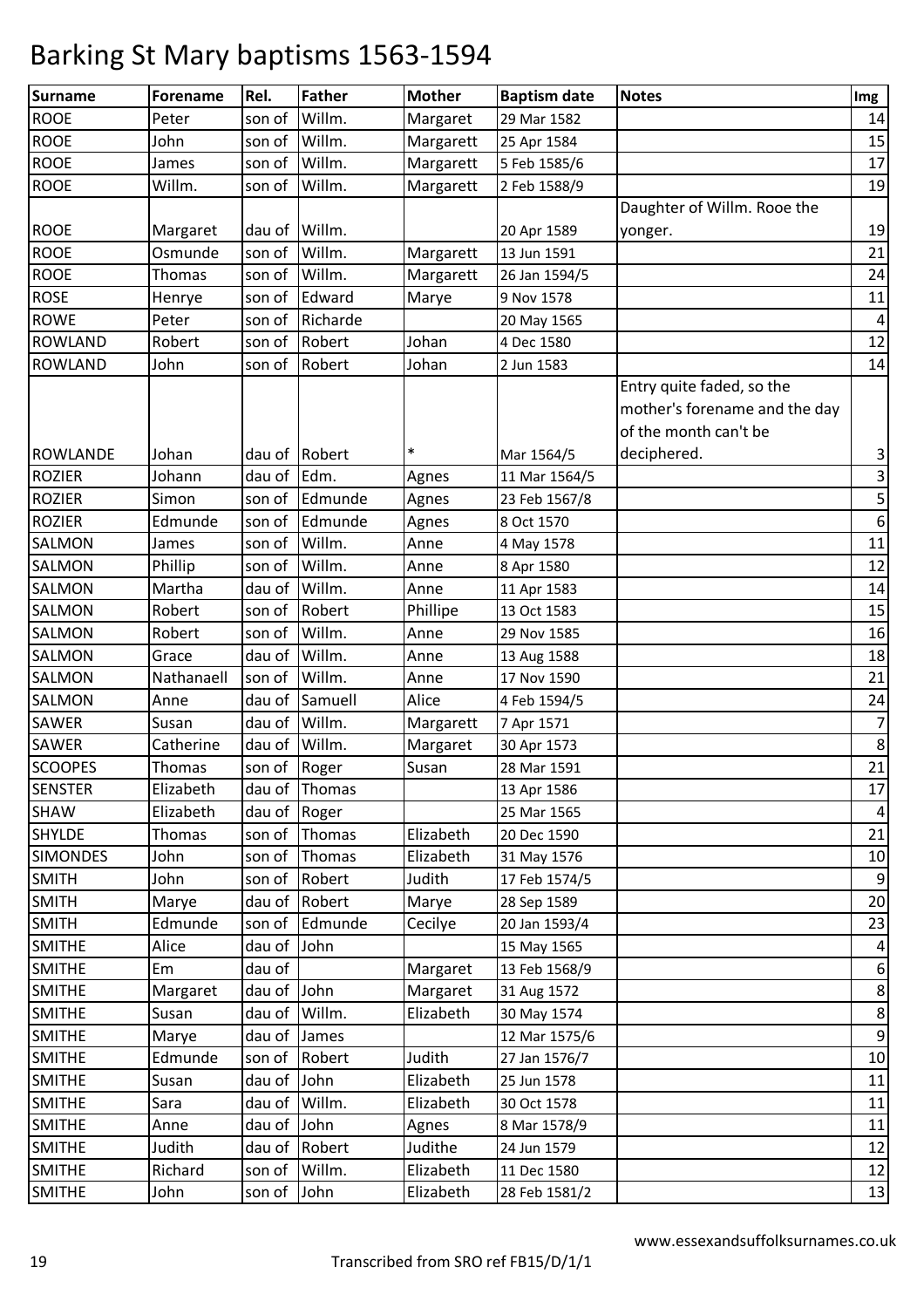# Barking St Mary baptisms 1563-1594

| Surname | Forename | Rel. | Father | Mother | Baptism date | Notes | Img |
|---|---|---|---|---|---|---|---|
| ROOE | Peter | son of | Willm. | Margaret | 29 Mar 1582 | | 14 |
| ROOE | John | son of | Willm. | Margarett | 25 Apr 1584 | | 15 |
| ROOE | James | son of | Willm. | Margarett | 5 Feb 1585/6 | | 17 |
| ROOE | Willm. | son of | Willm. | Margarett | 2 Feb 1588/9 | | 19 |
| ROOE | Margaret | dau of | Willm. | | 20 Apr 1589 | Daughter of Willm. Rooe the yonger. | 19 |
| ROOE | Osmunde | son of | Willm. | Margarett | 13 Jun 1591 | | 21 |
| ROOE | Thomas | son of | Willm. | Margarett | 26 Jan 1594/5 | | 24 |
| ROSE | Henrye | son of | Edward | Marye | 9 Nov 1578 | | 11 |
| ROWE | Peter | son of | Richarde | | 20 May 1565 | | 4 |
| ROWLAND | Robert | son of | Robert | Johan | 4 Dec 1580 | | 12 |
| ROWLAND | John | son of | Robert | Johan | 2 Jun 1583 | | 14 |
| ROWLANDE | Johan | dau of | Robert | * | Mar 1564/5 | Entry quite faded, so the mother's forename and the day of the month can't be deciphered. | 3 |
| ROZIER | Johann | dau of | Edm. | Agnes | 11 Mar 1564/5 | | 3 |
| ROZIER | Simon | son of | Edmunde | Agnes | 23 Feb 1567/8 | | 5 |
| ROZIER | Edmunde | son of | Edmunde | Agnes | 8 Oct 1570 | | 6 |
| SALMON | James | son of | Willm. | Anne | 4 May 1578 | | 11 |
| SALMON | Phillip | son of | Willm. | Anne | 8 Apr 1580 | | 12 |
| SALMON | Martha | dau of | Willm. | Anne | 11 Apr 1583 | | 14 |
| SALMON | Robert | son of | Robert | Phillipe | 13 Oct 1583 | | 15 |
| SALMON | Robert | son of | Willm. | Anne | 29 Nov 1585 | | 16 |
| SALMON | Grace | dau of | Willm. | Anne | 13 Aug 1588 | | 18 |
| SALMON | Nathanaell | son of | Willm. | Anne | 17 Nov 1590 | | 21 |
| SALMON | Anne | dau of | Samuell | Alice | 4 Feb 1594/5 | | 24 |
| SAWER | Susan | dau of | Willm. | Margarett | 7 Apr 1571 | | 7 |
| SAWER | Catherine | dau of | Willm. | Margaret | 30 Apr 1573 | | 8 |
| SCOOPES | Thomas | son of | Roger | Susan | 28 Mar 1591 | | 21 |
| SENSTER | Elizabeth | dau of | Thomas | | 13 Apr 1586 | | 17 |
| SHAW | Elizabeth | dau of | Roger | | 25 Mar 1565 | | 4 |
| SHYLDE | Thomas | son of | Thomas | Elizabeth | 20 Dec 1590 | | 21 |
| SIMONDES | John | son of | Thomas | Elizabeth | 31 May 1576 | | 10 |
| SMITH | John | son of | Robert | Judith | 17 Feb 1574/5 | | 9 |
| SMITH | Marye | dau of | Robert | Marye | 28 Sep 1589 | | 20 |
| SMITH | Edmunde | son of | Edmunde | Cecilye | 20 Jan 1593/4 | | 23 |
| SMITHE | Alice | dau of | John | | 15 May 1565 | | 4 |
| SMITHE | Em | dau of | | Margaret | 13 Feb 1568/9 | | 6 |
| SMITHE | Margaret | dau of | John | Margaret | 31 Aug 1572 | | 8 |
| SMITHE | Susan | dau of | Willm. | Elizabeth | 30 May 1574 | | 8 |
| SMITHE | Marye | dau of | James | | 12 Mar 1575/6 | | 9 |
| SMITHE | Edmunde | son of | Robert | Judith | 27 Jan 1576/7 | | 10 |
| SMITHE | Susan | dau of | John | Elizabeth | 25 Jun 1578 | | 11 |
| SMITHE | Sara | dau of | Willm. | Elizabeth | 30 Oct 1578 | | 11 |
| SMITHE | Anne | dau of | John | Agnes | 8 Mar 1578/9 | | 11 |
| SMITHE | Judith | dau of | Robert | Judithe | 24 Jun 1579 | | 12 |
| SMITHE | Richard | son of | Willm. | Elizabeth | 11 Dec 1580 | | 12 |
| SMITHE | John | son of | John | Elizabeth | 28 Feb 1581/2 | | 13 |

www.essexandsuffolksurnames.co.uk

Transcribed from SRO ref FB15/D/1/1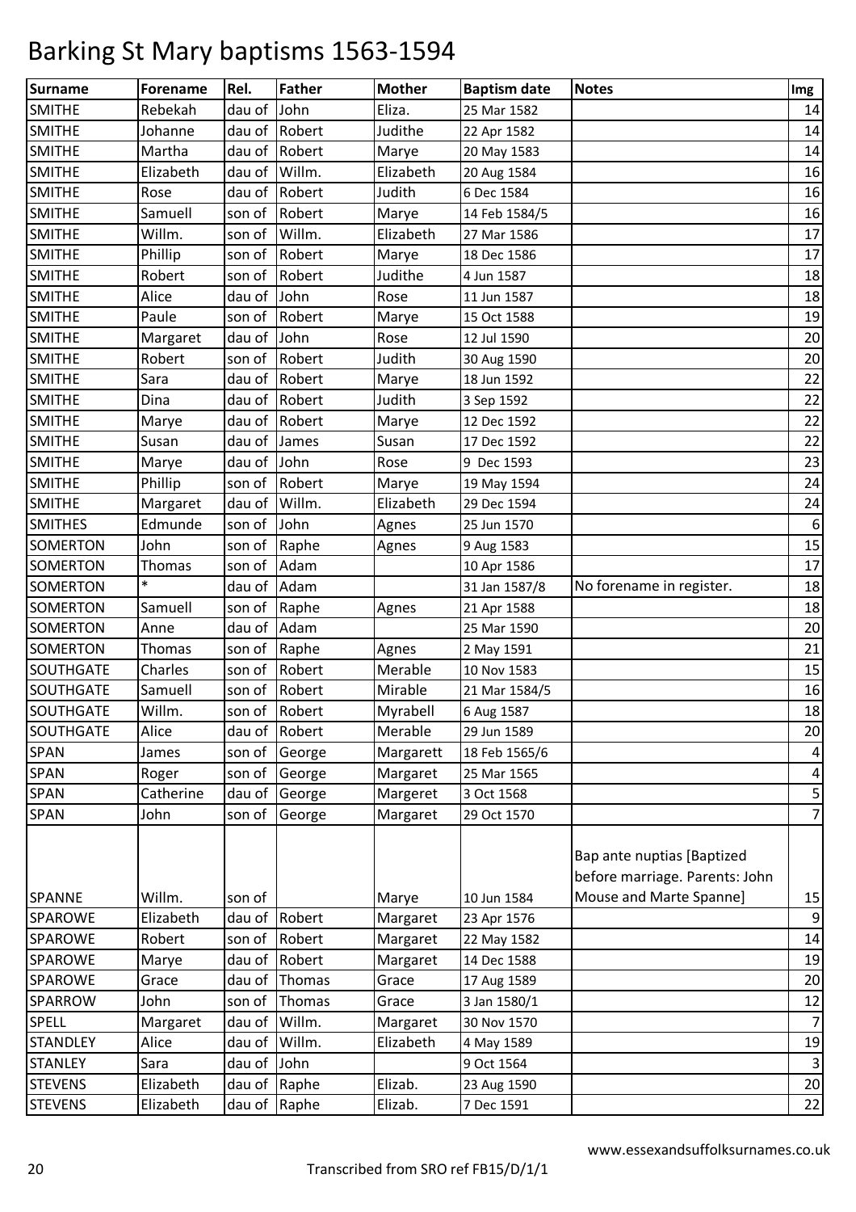# Barking St Mary baptisms 1563-1594

| Surname | Forename | Rel. | Father | Mother | Baptism date | Notes | Img |
|---|---|---|---|---|---|---|---|
| SMITHE | Rebekah | dau of | John | Eliza. | 25 Mar 1582 | | 14 |
| SMITHE | Johanne | dau of | Robert | Judithe | 22 Apr 1582 | | 14 |
| SMITHE | Martha | dau of | Robert | Marye | 20 May 1583 | | 14 |
| SMITHE | Elizabeth | dau of | Willm. | Elizabeth | 20 Aug 1584 | | 16 |
| SMITHE | Rose | dau of | Robert | Judith | 6 Dec 1584 | | 16 |
| SMITHE | Samuell | son of | Robert | Marye | 14 Feb 1584/5 | | 16 |
| SMITHE | Willm. | son of | Willm. | Elizabeth | 27 Mar 1586 | | 17 |
| SMITHE | Phillip | son of | Robert | Marye | 18 Dec 1586 | | 17 |
| SMITHE | Robert | son of | Robert | Judithe | 4 Jun 1587 | | 18 |
| SMITHE | Alice | dau of | John | Rose | 11 Jun 1587 | | 18 |
| SMITHE | Paule | son of | Robert | Marye | 15 Oct 1588 | | 19 |
| SMITHE | Margaret | dau of | John | Rose | 12 Jul 1590 | | 20 |
| SMITHE | Robert | son of | Robert | Judith | 30 Aug 1590 | | 20 |
| SMITHE | Sara | dau of | Robert | Marye | 18 Jun 1592 | | 22 |
| SMITHE | Dina | dau of | Robert | Judith | 3 Sep 1592 | | 22 |
| SMITHE | Marye | dau of | Robert | Marye | 12 Dec 1592 | | 22 |
| SMITHE | Susan | dau of | James | Susan | 17 Dec 1592 | | 22 |
| SMITHE | Marye | dau of | John | Rose | 9 Dec 1593 | | 23 |
| SMITHE | Phillip | son of | Robert | Marye | 19 May 1594 | | 24 |
| SMITHE | Margaret | dau of | Willm. | Elizabeth | 29 Dec 1594 | | 24 |
| SMITHES | Edmunde | son of | John | Agnes | 25 Jun 1570 | | 6 |
| SOMERTON | John | son of | Raphe | Agnes | 9 Aug 1583 | | 15 |
| SOMERTON | Thomas | son of | Adam | | 10 Apr 1586 | | 17 |
| SOMERTON | * | dau of | Adam | | 31 Jan 1587/8 | No forename in register. | 18 |
| SOMERTON | Samuell | son of | Raphe | Agnes | 21 Apr 1588 | | 18 |
| SOMERTON | Anne | dau of | Adam | | 25 Mar 1590 | | 20 |
| SOMERTON | Thomas | son of | Raphe | Agnes | 2 May 1591 | | 21 |
| SOUTHGATE | Charles | son of | Robert | Merable | 10 Nov 1583 | | 15 |
| SOUTHGATE | Samuell | son of | Robert | Mirable | 21 Mar 1584/5 | | 16 |
| SOUTHGATE | Willm. | son of | Robert | Myrabell | 6 Aug 1587 | | 18 |
| SOUTHGATE | Alice | dau of | Robert | Merable | 29 Jun 1589 | | 20 |
| SPAN | James | son of | George | Margarett | 18 Feb 1565/6 | | 4 |
| SPAN | Roger | son of | George | Margaret | 25 Mar 1565 | | 4 |
| SPAN | Catherine | dau of | George | Margeret | 3 Oct 1568 | | 5 |
| SPAN | John | son of | George | Margaret | 29 Oct 1570 | | 7 |
| SPANNE | Willm. | son of | | Marye | 10 Jun 1584 | Bap ante nuptias [Baptized before marriage. Parents: John Mouse and Marte Spanne] | 15 |
| SPAROWE | Elizabeth | dau of | Robert | Margaret | 23 Apr 1576 | | 9 |
| SPAROWE | Robert | son of | Robert | Margaret | 22 May 1582 | | 14 |
| SPAROWE | Marye | dau of | Robert | Margaret | 14 Dec 1588 | | 19 |
| SPAROWE | Grace | dau of | Thomas | Grace | 17 Aug 1589 | | 20 |
| SPARROW | John | son of | Thomas | Grace | 3 Jan 1580/1 | | 12 |
| SPELL | Margaret | dau of | Willm. | Margaret | 30 Nov 1570 | | 7 |
| STANDLEY | Alice | dau of | Willm. | Elizabeth | 4 May 1589 | | 19 |
| STANLEY | Sara | dau of | John | | 9 Oct 1564 | | 3 |
| STEVENS | Elizabeth | dau of | Raphe | Elizab. | 23 Aug 1590 | | 20 |
| STEVENS | Elizabeth | dau of | Raphe | Elizab. | 7 Dec 1591 | | 22 |

www.essexandsuffolksurnames.co.uk

Transcribed from SRO ref FB15/D/1/1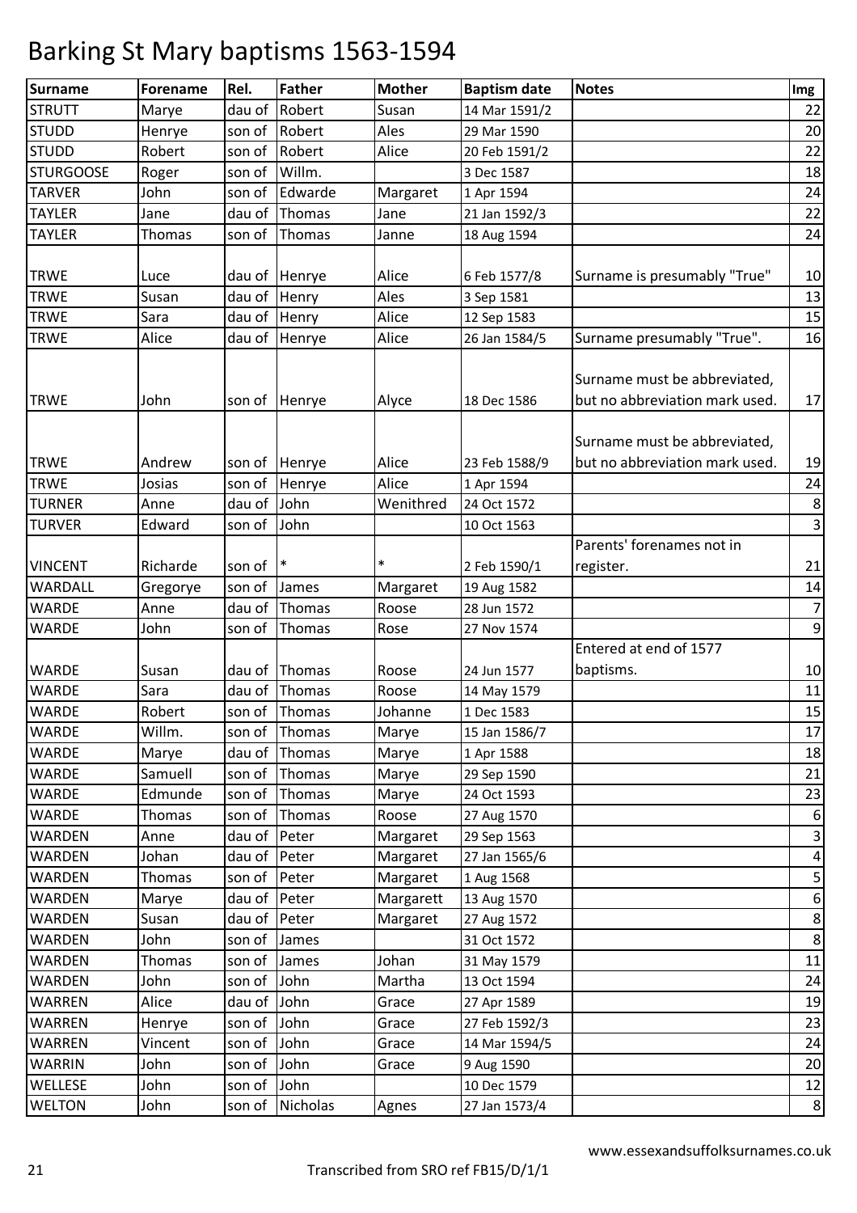# Barking St Mary baptisms 1563-1594

| Surname | Forename | Rel. | Father | Mother | Baptism date | Notes | Img |
|---|---|---|---|---|---|---|---|
| STRUTT | Marye | dau of | Robert | Susan | 14 Mar 1591/2 | | 22 |
| STUDD | Henrye | son of | Robert | Ales | 29 Mar 1590 | | 20 |
| STUDD | Robert | son of | Robert | Alice | 20 Feb 1591/2 | | 22 |
| STURGOOSE | Roger | son of | Willm. | | 3 Dec 1587 | | 18 |
| TARVER | John | son of | Edwarde | Margaret | 1 Apr 1594 | | 24 |
| TAYLER | Jane | dau of | Thomas | Jane | 21 Jan 1592/3 | | 22 |
| TAYLER | Thomas | son of | Thomas | Janne | 18 Aug 1594 | | 24 |
| TRWE | Luce | dau of | Henrye | Alice | 6 Feb 1577/8 | Surname is presumably "True" | 10 |
| TRWE | Susan | dau of | Henry | Ales | 3 Sep 1581 | | 13 |
| TRWE | Sara | dau of | Henry | Alice | 12 Sep 1583 | | 15 |
| TRWE | Alice | dau of | Henrye | Alice | 26 Jan 1584/5 | Surname presumably "True". | 16 |
| TRWE | John | son of | Henrye | Alyce | 18 Dec 1586 | Surname must be abbreviated, but no abbreviation mark used. | 17 |
| TRWE | Andrew | son of | Henrye | Alice | 23 Feb 1588/9 | Surname must be abbreviated, but no abbreviation mark used. | 19 |
| TRWE | Josias | son of | Henrye | Alice | 1 Apr 1594 | | 24 |
| TURNER | Anne | dau of | John | Wenithred | 24 Oct 1572 | | 8 |
| TURVER | Edward | son of | John | | 10 Oct 1563 | | 3 |
| VINCENT | Richarde | son of | * | * | 2 Feb 1590/1 | Parents' forenames not in register. | 21 |
| WARDALL | Gregorye | son of | James | Margaret | 19 Aug 1582 | | 14 |
| WARDE | Anne | dau of | Thomas | Roose | 28 Jun 1572 | | 7 |
| WARDE | John | son of | Thomas | Rose | 27 Nov 1574 | | 9 |
| WARDE | Susan | dau of | Thomas | Roose | 24 Jun 1577 | Entered at end of 1577 baptisms. | 10 |
| WARDE | Sara | dau of | Thomas | Roose | 14 May 1579 | | 11 |
| WARDE | Robert | son of | Thomas | Johanne | 1 Dec 1583 | | 15 |
| WARDE | Willm. | son of | Thomas | Marye | 15 Jan 1586/7 | | 17 |
| WARDE | Marye | dau of | Thomas | Marye | 1 Apr 1588 | | 18 |
| WARDE | Samuell | son of | Thomas | Marye | 29 Sep 1590 | | 21 |
| WARDE | Edmunde | son of | Thomas | Marye | 24 Oct 1593 | | 23 |
| WARDE | Thomas | son of | Thomas | Roose | 27 Aug 1570 | | 6 |
| WARDEN | Anne | dau of | Peter | Margaret | 29 Sep 1563 | | 3 |
| WARDEN | Johan | dau of | Peter | Margaret | 27 Jan 1565/6 | | 4 |
| WARDEN | Thomas | son of | Peter | Margaret | 1 Aug 1568 | | 5 |
| WARDEN | Marye | dau of | Peter | Margarett | 13 Aug 1570 | | 6 |
| WARDEN | Susan | dau of | Peter | Margaret | 27 Aug 1572 | | 8 |
| WARDEN | John | son of | James | | 31 Oct 1572 | | 8 |
| WARDEN | Thomas | son of | James | Johan | 31 May 1579 | | 11 |
| WARDEN | John | son of | John | Martha | 13 Oct 1594 | | 24 |
| WARREN | Alice | dau of | John | Grace | 27 Apr 1589 | | 19 |
| WARREN | Henrye | son of | John | Grace | 27 Feb 1592/3 | | 23 |
| WARREN | Vincent | son of | John | Grace | 14 Mar 1594/5 | | 24 |
| WARRIN | John | son of | John | Grace | 9 Aug 1590 | | 20 |
| WELLESE | John | son of | John | | 10 Dec 1579 | | 12 |
| WELTON | John | son of | Nicholas | Agnes | 27 Jan 1573/4 | | 8 |

www.essexandsuffolksurnames.co.uk

Transcribed from SRO ref FB15/D/1/1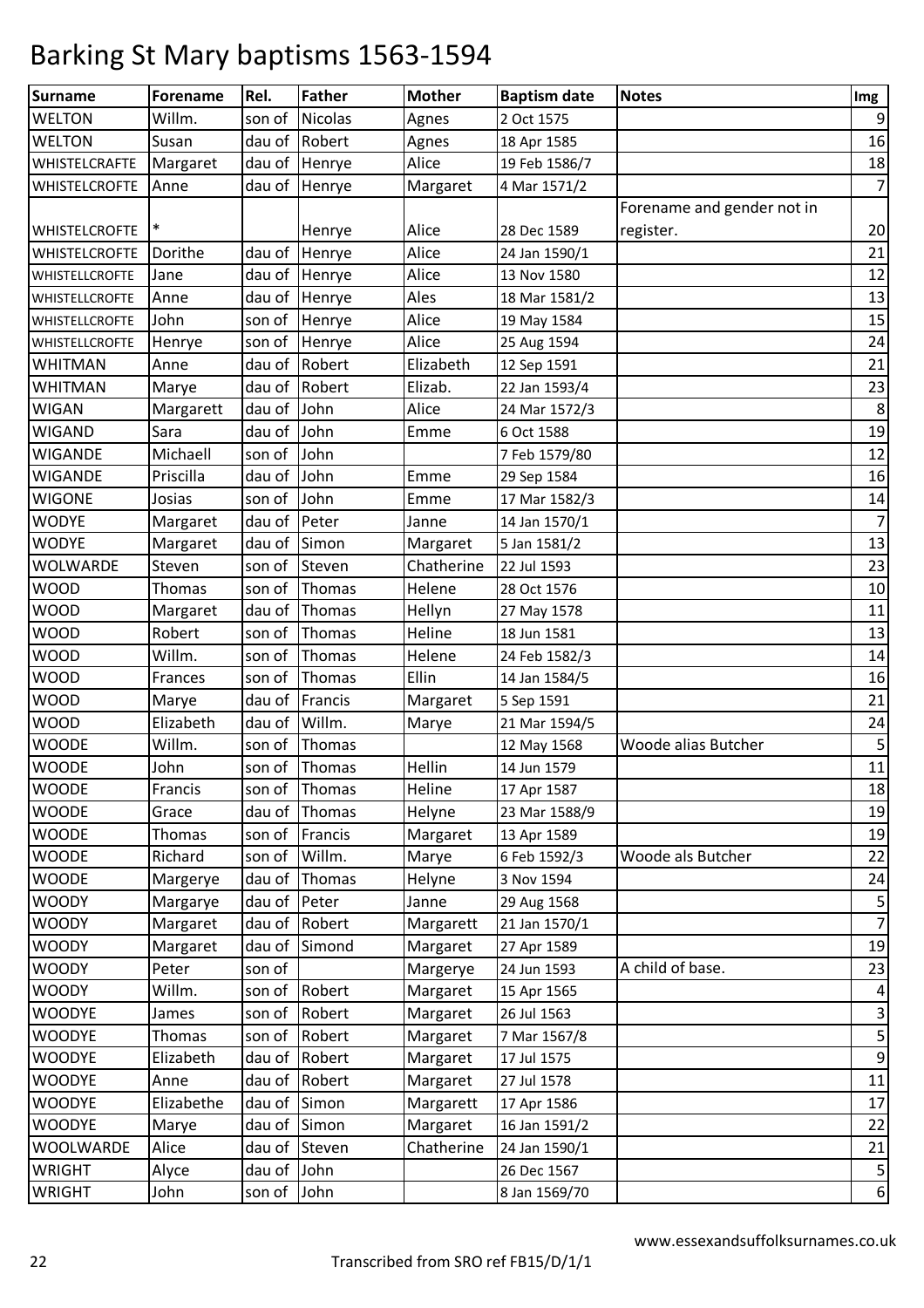# Barking St Mary baptisms 1563-1594

| Surname | Forename | Rel. | Father | Mother | Baptism date | Notes | Img |
|---|---|---|---|---|---|---|---|
| WELTON | Willm. | son of | Nicolas | Agnes | 2 Oct 1575 | | 9 |
| WELTON | Susan | dau of | Robert | Agnes | 18 Apr 1585 | | 16 |
| WHISTELCRAFTE | Margaret | dau of | Henrye | Alice | 19 Feb 1586/7 | | 18 |
| WHISTELCROFTE | Anne | dau of | Henrye | Margaret | 4 Mar 1571/2 | | 7 |
| WHISTELCROFTE | * | | Henrye | Alice | 28 Dec 1589 | Forename and gender not in register. | 20 |
| WHISTELCROFTE | Dorithe | dau of | Henrye | Alice | 24 Jan 1590/1 | | 21 |
| WHISTELLCROFTE | Jane | dau of | Henrye | Alice | 13 Nov 1580 | | 12 |
| WHISTELLCROFTE | Anne | dau of | Henrye | Ales | 18 Mar 1581/2 | | 13 |
| WHISTELLCROFTE | John | son of | Henrye | Alice | 19 May 1584 | | 15 |
| WHISTELLCROFTE | Henrye | son of | Henrye | Alice | 25 Aug 1594 | | 24 |
| WHITMAN | Anne | dau of | Robert | Elizabeth | 12 Sep 1591 | | 21 |
| WHITMAN | Marye | dau of | Robert | Elizab. | 22 Jan 1593/4 | | 23 |
| WIGAN | Margarett | dau of | John | Alice | 24 Mar 1572/3 | | 8 |
| WIGAND | Sara | dau of | John | Emme | 6 Oct 1588 | | 19 |
| WIGANDE | Michaell | son of | John | | 7 Feb 1579/80 | | 12 |
| WIGANDE | Priscilla | dau of | John | Emme | 29 Sep 1584 | | 16 |
| WIGONE | Josias | son of | John | Emme | 17 Mar 1582/3 | | 14 |
| WODYE | Margaret | dau of | Peter | Janne | 14 Jan 1570/1 | | 7 |
| WODYE | Margaret | dau of | Simon | Margaret | 5 Jan 1581/2 | | 13 |
| WOLWARDE | Steven | son of | Steven | Chatherine | 22 Jul 1593 | | 23 |
| WOOD | Thomas | son of | Thomas | Helene | 28 Oct 1576 | | 10 |
| WOOD | Margaret | dau of | Thomas | Hellyn | 27 May 1578 | | 11 |
| WOOD | Robert | son of | Thomas | Heline | 18 Jun 1581 | | 13 |
| WOOD | Willm. | son of | Thomas | Helene | 24 Feb 1582/3 | | 14 |
| WOOD | Frances | son of | Thomas | Ellin | 14 Jan 1584/5 | | 16 |
| WOOD | Marye | dau of | Francis | Margaret | 5 Sep 1591 | | 21 |
| WOOD | Elizabeth | dau of | Willm. | Marye | 21 Mar 1594/5 | | 24 |
| WOODE | Willm. | son of | Thomas | | 12 May 1568 | Woode alias Butcher | 5 |
| WOODE | John | son of | Thomas | Hellin | 14 Jun 1579 | | 11 |
| WOODE | Francis | son of | Thomas | Heline | 17 Apr 1587 | | 18 |
| WOODE | Grace | dau of | Thomas | Helyne | 23 Mar 1588/9 | | 19 |
| WOODE | Thomas | son of | Francis | Margaret | 13 Apr 1589 | | 19 |
| WOODE | Richard | son of | Willm. | Marye | 6 Feb 1592/3 | Woode als Butcher | 22 |
| WOODE | Margerye | dau of | Thomas | Helyne | 3 Nov 1594 | | 24 |
| WOODY | Margarye | dau of | Peter | Janne | 29 Aug 1568 | | 5 |
| WOODY | Margaret | dau of | Robert | Margarett | 21 Jan 1570/1 | | 7 |
| WOODY | Margaret | dau of | Simond | Margaret | 27 Apr 1589 | | 19 |
| WOODY | Peter | son of | | Margerye | 24 Jun 1593 | A child of base. | 23 |
| WOODY | Willm. | son of | Robert | Margaret | 15 Apr 1565 | | 4 |
| WOODYE | James | son of | Robert | Margaret | 26 Jul 1563 | | 3 |
| WOODYE | Thomas | son of | Robert | Margaret | 7 Mar 1567/8 | | 5 |
| WOODYE | Elizabeth | dau of | Robert | Margaret | 17 Jul 1575 | | 9 |
| WOODYE | Anne | dau of | Robert | Margaret | 27 Jul 1578 | | 11 |
| WOODYE | Elizabethe | dau of | Simon | Margarett | 17 Apr 1586 | | 17 |
| WOODYE | Marye | dau of | Simon | Margaret | 16 Jan 1591/2 | | 22 |
| WOOLWARDE | Alice | dau of | Steven | Chatherine | 24 Jan 1590/1 | | 21 |
| WRIGHT | Alyce | dau of | John | | 26 Dec 1567 | | 5 |
| WRIGHT | John | son of | John | | 8 Jan 1569/70 | | 6 |

www.essexandsuffolksurnames.co.uk

Transcribed from SRO ref FB15/D/1/1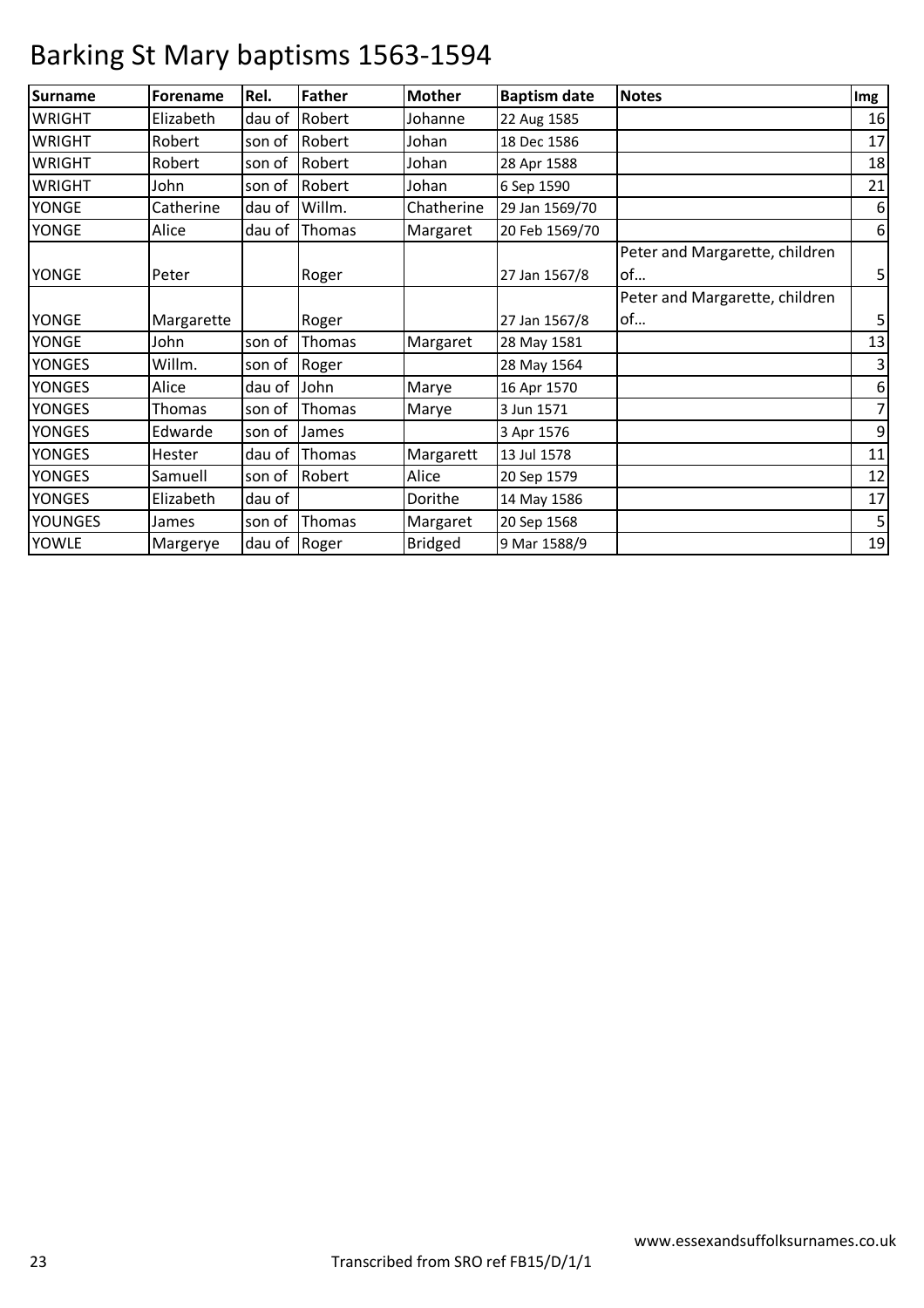# Barking St Mary baptisms 1563-1594

| Surname | Forename | Rel. | Father | Mother | Baptism date | Notes | Img |
|---|---|---|---|---|---|---|---|
| WRIGHT | Elizabeth | dau of | Robert | Johanne | 22 Aug 1585 | | 16 |
| WRIGHT | Robert | son of | Robert | Johan | 18 Dec 1586 | | 17 |
| WRIGHT | Robert | son of | Robert | Johan | 28 Apr 1588 | | 18 |
| WRIGHT | John | son of | Robert | Johan | 6 Sep 1590 | | 21 |
| YONGE | Catherine | dau of | Willm. | Chatherine | 29 Jan 1569/70 | | 6 |
| YONGE | Alice | dau of | Thomas | Margaret | 20 Feb 1569/70 | | 6 |
| YONGE | Peter | | Roger | | 27 Jan 1567/8 | Peter and Margarette, children of… | 5 |
| YONGE | Margarette | | Roger | | 27 Jan 1567/8 | Peter and Margarette, children of… | 5 |
| YONGE | John | son of | Thomas | Margaret | 28 May 1581 | | 13 |
| YONGES | Willm. | son of | Roger | | 28 May 1564 | | 3 |
| YONGES | Alice | dau of | John | Marye | 16 Apr 1570 | | 6 |
| YONGES | Thomas | son of | Thomas | Marye | 3 Jun 1571 | | 7 |
| YONGES | Edwarde | son of | James | | 3 Apr 1576 | | 9 |
| YONGES | Hester | dau of | Thomas | Margarett | 13 Jul 1578 | | 11 |
| YONGES | Samuell | son of | Robert | Alice | 20 Sep 1579 | | 12 |
| YONGES | Elizabeth | dau of | | Dorithe | 14 May 1586 | | 17 |
| YOUNGES | James | son of | Thomas | Margaret | 20 Sep 1568 | | 5 |
| YOWLE | Margerye | dau of | Roger | Bridged | 9 Mar 1588/9 | | 19 |

www.essexandsuffolksurnames.co.uk

Transcribed from SRO ref FB15/D/1/1